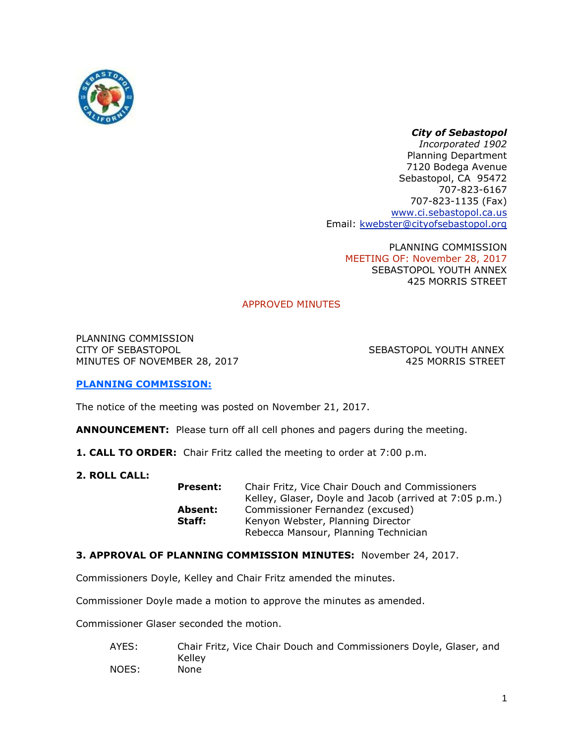***City of Sebastopol***
*Incorporated 1902*
Planning Department
7120 Bodega Avenue
Sebastopol, CA 95472
707-823-6167
707-823-1135 (Fax)
www.ci.sebastopol.ca.us
Email: kwebster@cityofsebastopol.org

PLANNING COMMISSION
MEETING OF: November 28, 2017
SEBASTOPOL YOUTH ANNEX
425 MORRIS STREET

APPROVED MINUTES

PLANNING COMMISSION
CITY OF SEBASTOPOL
MINUTES OF NOVEMBER 28, 2017

SEBASTOPOL YOUTH ANNEX
425 MORRIS STREET

**PLANNING COMMISSION:**

The notice of the meeting was posted on November 21, 2017.

**ANNOUNCEMENT:** Please turn off all cell phones and pagers during the meeting.

**1. CALL TO ORDER:** Chair Fritz called the meeting to order at 7:00 p.m.

**2. ROLL CALL:**

**Present:** Chair Fritz, Vice Chair Douch and Commissioners Kelley, Glaser, Doyle and Jacob (arrived at 7:05 p.m.)
**Absent:** Commissioner Fernandez (excused)
**Staff:** Kenyon Webster, Planning Director
Rebecca Mansour, Planning Technician

**3. APPROVAL OF PLANNING COMMISSION MINUTES:** November 24, 2017.

Commissioners Doyle, Kelley and Chair Fritz amended the minutes.

Commissioner Doyle made a motion to approve the minutes as amended.

Commissioner Glaser seconded the motion.

AYES: Chair Fritz, Vice Chair Douch and Commissioners Doyle, Glaser, and Kelley
NOES: None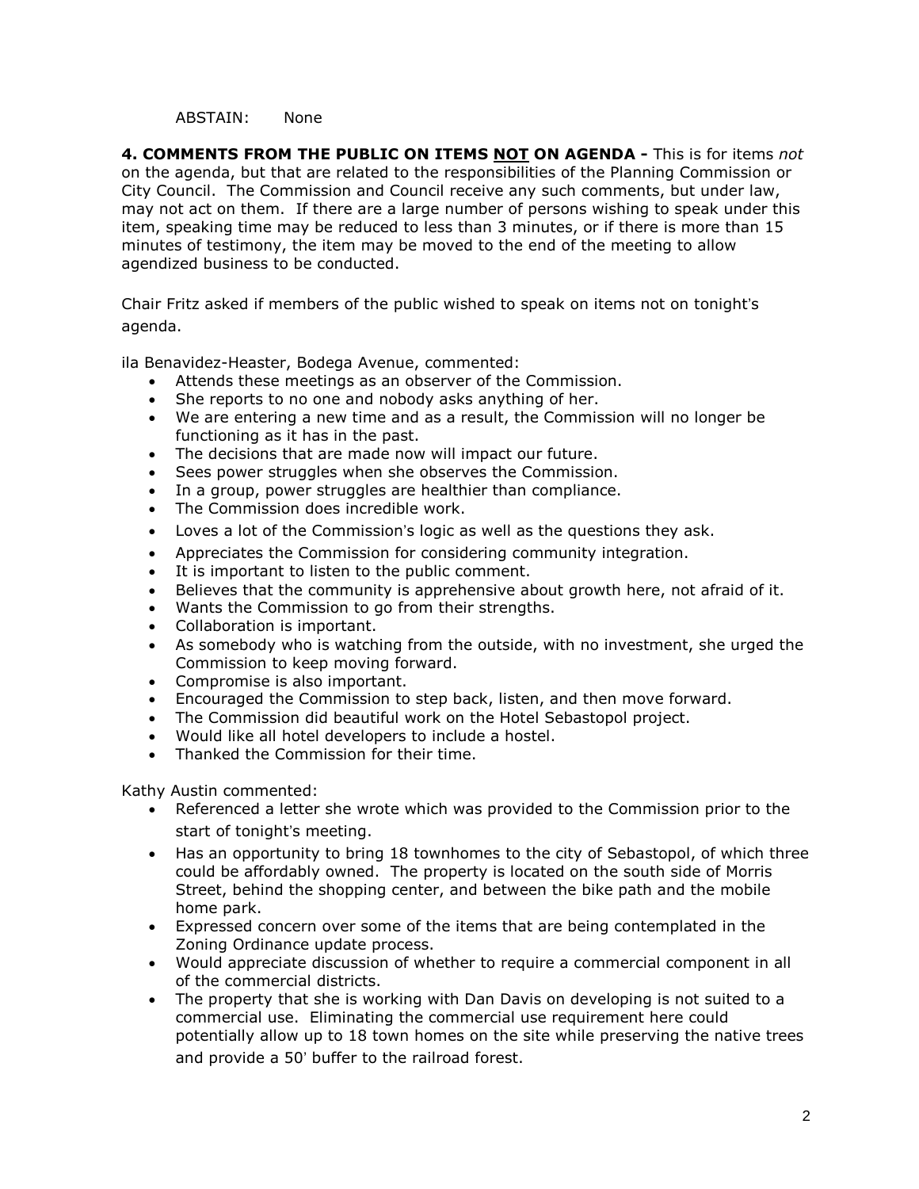ABSTAIN: None

**4. COMMENTS FROM THE PUBLIC ON ITEMS NOT ON AGENDA -** This is for items *not* on the agenda, but that are related to the responsibilities of the Planning Commission or City Council. The Commission and Council receive any such comments, but under law, may not act on them. If there are a large number of persons wishing to speak under this item, speaking time may be reduced to less than 3 minutes, or if there is more than 15 minutes of testimony, the item may be moved to the end of the meeting to allow agendized business to be conducted.

Chair Fritz asked if members of the public wished to speak on items not on tonight's agenda.

ila Benavidez-Heaster, Bodega Avenue, commented:

- Attends these meetings as an observer of the Commission.
- She reports to no one and nobody asks anything of her.
- We are entering a new time and as a result, the Commission will no longer be functioning as it has in the past.
- The decisions that are made now will impact our future.
- Sees power struggles when she observes the Commission.
- In a group, power struggles are healthier than compliance.
- The Commission does incredible work.
- Loves a lot of the Commission's logic as well as the questions they ask.
- Appreciates the Commission for considering community integration.
- It is important to listen to the public comment.
- Believes that the community is apprehensive about growth here, not afraid of it.
- Wants the Commission to go from their strengths.
- Collaboration is important.
- As somebody who is watching from the outside, with no investment, she urged the Commission to keep moving forward.
- Compromise is also important.
- Encouraged the Commission to step back, listen, and then move forward.
- The Commission did beautiful work on the Hotel Sebastopol project.
- Would like all hotel developers to include a hostel.
- Thanked the Commission for their time.

Kathy Austin commented:

- Referenced a letter she wrote which was provided to the Commission prior to the start of tonight's meeting.
- Has an opportunity to bring 18 townhomes to the city of Sebastopol, of which three could be affordably owned. The property is located on the south side of Morris Street, behind the shopping center, and between the bike path and the mobile home park.
- Expressed concern over some of the items that are being contemplated in the Zoning Ordinance update process.
- Would appreciate discussion of whether to require a commercial component in all of the commercial districts.
- The property that she is working with Dan Davis on developing is not suited to a commercial use. Eliminating the commercial use requirement here could potentially allow up to 18 town homes on the site while preserving the native trees and provide a 50' buffer to the railroad forest.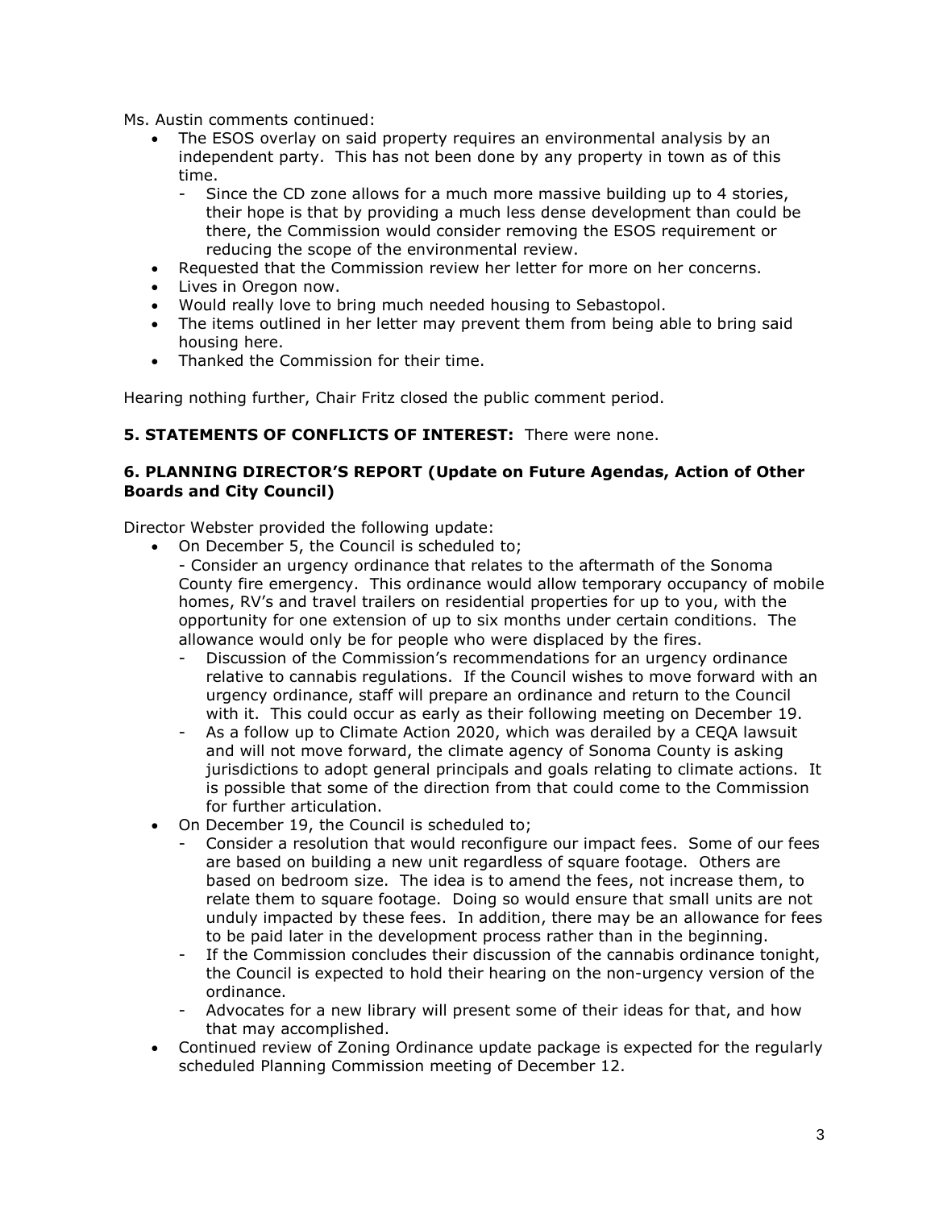Ms. Austin comments continued:

- The ESOS overlay on said property requires an environmental analysis by an independent party. This has not been done by any property in town as of this time.
  - Since the CD zone allows for a much more massive building up to 4 stories, their hope is that by providing a much less dense development than could be there, the Commission would consider removing the ESOS requirement or reducing the scope of the environmental review.
- Requested that the Commission review her letter for more on her concerns.
- Lives in Oregon now.
- Would really love to bring much needed housing to Sebastopol.
- The items outlined in her letter may prevent them from being able to bring said housing here.
- Thanked the Commission for their time.

Hearing nothing further, Chair Fritz closed the public comment period.

**5. STATEMENTS OF CONFLICTS OF INTEREST:** There were none.

**6. PLANNING DIRECTOR'S REPORT (Update on Future Agendas, Action of Other Boards and City Council)**

Director Webster provided the following update:

- On December 5, the Council is scheduled to;
  - Consider an urgency ordinance that relates to the aftermath of the Sonoma County fire emergency. This ordinance would allow temporary occupancy of mobile homes, RV's and travel trailers on residential properties for up to you, with the opportunity for one extension of up to six months under certain conditions. The allowance would only be for people who were displaced by the fires.
  - Discussion of the Commission's recommendations for an urgency ordinance relative to cannabis regulations. If the Council wishes to move forward with an urgency ordinance, staff will prepare an ordinance and return to the Council with it. This could occur as early as their following meeting on December 19.
  - As a follow up to Climate Action 2020, which was derailed by a CEQA lawsuit and will not move forward, the climate agency of Sonoma County is asking jurisdictions to adopt general principals and goals relating to climate actions. It is possible that some of the direction from that could come to the Commission for further articulation.
- On December 19, the Council is scheduled to;
  - Consider a resolution that would reconfigure our impact fees. Some of our fees are based on building a new unit regardless of square footage. Others are based on bedroom size. The idea is to amend the fees, not increase them, to relate them to square footage. Doing so would ensure that small units are not unduly impacted by these fees. In addition, there may be an allowance for fees to be paid later in the development process rather than in the beginning.
  - If the Commission concludes their discussion of the cannabis ordinance tonight, the Council is expected to hold their hearing on the non-urgency version of the ordinance.
  - Advocates for a new library will present some of their ideas for that, and how that may accomplished.
- Continued review of Zoning Ordinance update package is expected for the regularly scheduled Planning Commission meeting of December 12.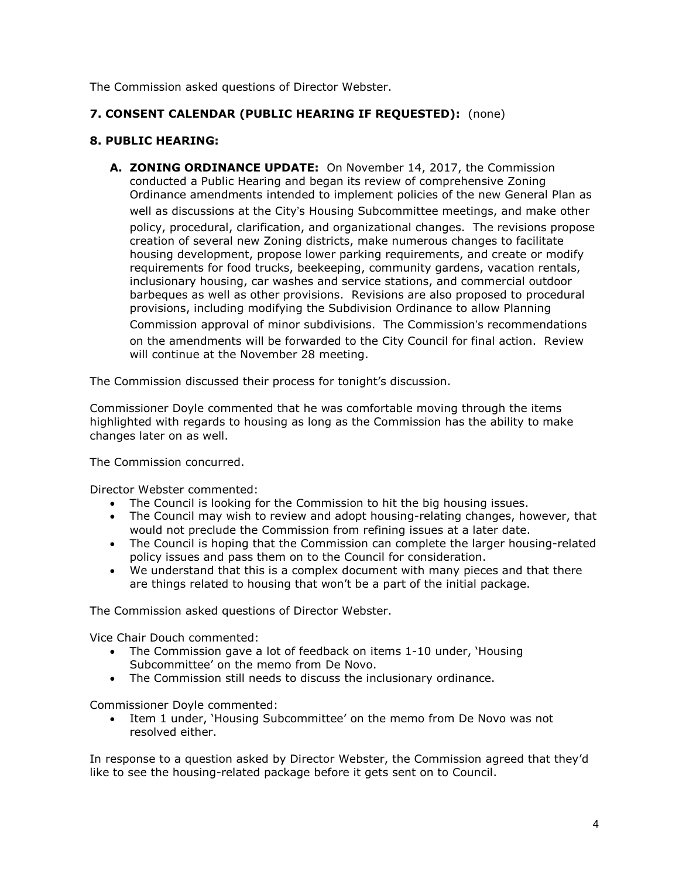The Commission asked questions of Director Webster.

**7. CONSENT CALENDAR (PUBLIC HEARING IF REQUESTED):** (none)

**8. PUBLIC HEARING:**

**A. ZONING ORDINANCE UPDATE:** On November 14, 2017, the Commission conducted a Public Hearing and began its review of comprehensive Zoning Ordinance amendments intended to implement policies of the new General Plan as well as discussions at the City's Housing Subcommittee meetings, and make other policy, procedural, clarification, and organizational changes. The revisions propose creation of several new Zoning districts, make numerous changes to facilitate housing development, propose lower parking requirements, and create or modify requirements for food trucks, beekeeping, community gardens, vacation rentals, inclusionary housing, car washes and service stations, and commercial outdoor barbeques as well as other provisions. Revisions are also proposed to procedural provisions, including modifying the Subdivision Ordinance to allow Planning Commission approval of minor subdivisions. The Commission's recommendations on the amendments will be forwarded to the City Council for final action. Review will continue at the November 28 meeting.

The Commission discussed their process for tonight's discussion.

Commissioner Doyle commented that he was comfortable moving through the items highlighted with regards to housing as long as the Commission has the ability to make changes later on as well.

The Commission concurred.

Director Webster commented:

- The Council is looking for the Commission to hit the big housing issues.
- The Council may wish to review and adopt housing-relating changes, however, that would not preclude the Commission from refining issues at a later date.
- The Council is hoping that the Commission can complete the larger housing-related policy issues and pass them on to the Council for consideration.
- We understand that this is a complex document with many pieces and that there are things related to housing that won't be a part of the initial package.

The Commission asked questions of Director Webster.

Vice Chair Douch commented:

- The Commission gave a lot of feedback on items 1-10 under, 'Housing Subcommittee' on the memo from De Novo.
- The Commission still needs to discuss the inclusionary ordinance.

Commissioner Doyle commented:

- Item 1 under, 'Housing Subcommittee' on the memo from De Novo was not resolved either.

In response to a question asked by Director Webster, the Commission agreed that they'd like to see the housing-related package before it gets sent on to Council.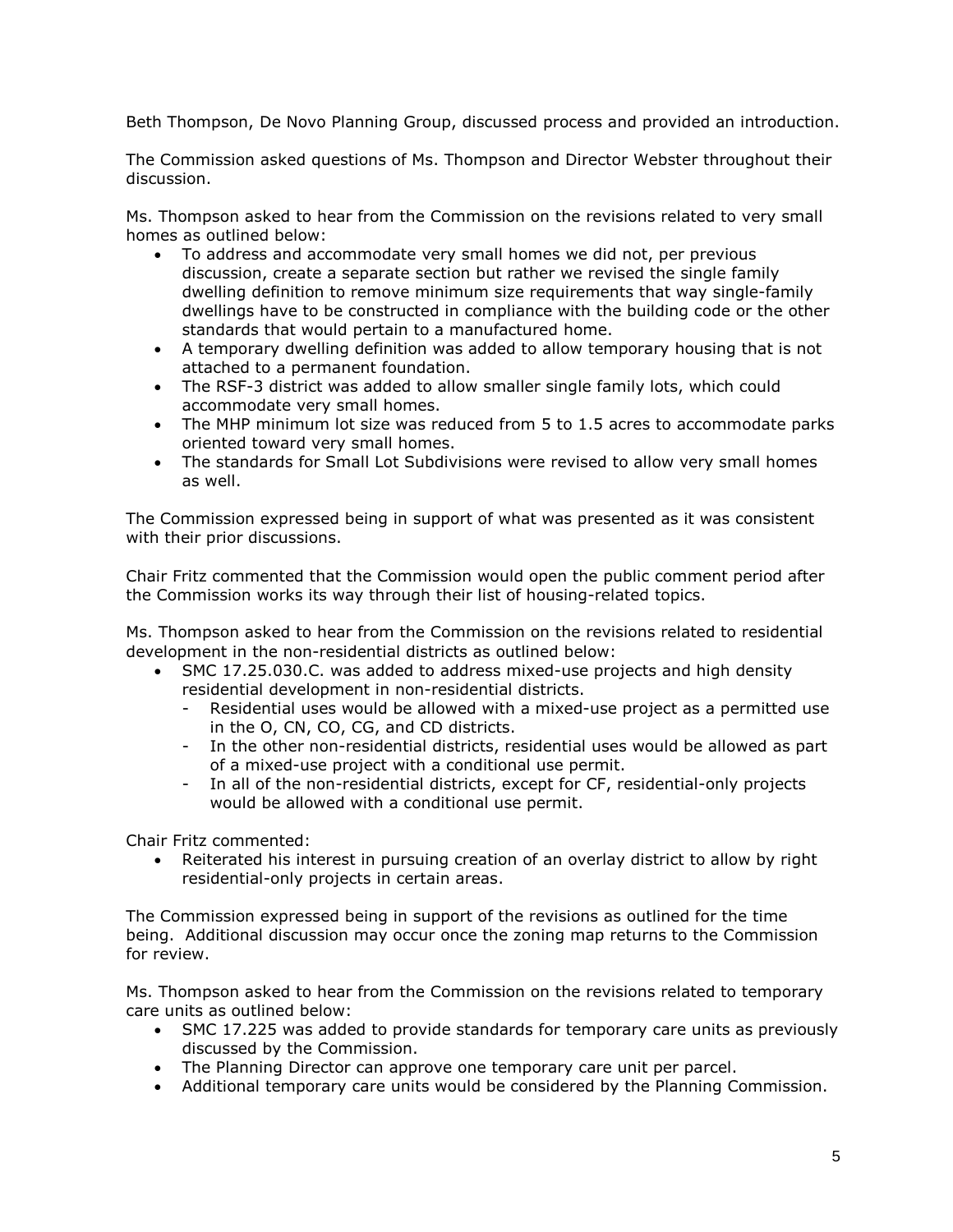Beth Thompson, De Novo Planning Group, discussed process and provided an introduction.

The Commission asked questions of Ms. Thompson and Director Webster throughout their discussion.

Ms. Thompson asked to hear from the Commission on the revisions related to very small homes as outlined below:

- To address and accommodate very small homes we did not, per previous discussion, create a separate section but rather we revised the single family dwelling definition to remove minimum size requirements that way single-family dwellings have to be constructed in compliance with the building code or the other standards that would pertain to a manufactured home.
- A temporary dwelling definition was added to allow temporary housing that is not attached to a permanent foundation.
- The RSF-3 district was added to allow smaller single family lots, which could accommodate very small homes.
- The MHP minimum lot size was reduced from 5 to 1.5 acres to accommodate parks oriented toward very small homes.
- The standards for Small Lot Subdivisions were revised to allow very small homes as well.

The Commission expressed being in support of what was presented as it was consistent with their prior discussions.

Chair Fritz commented that the Commission would open the public comment period after the Commission works its way through their list of housing-related topics.

Ms. Thompson asked to hear from the Commission on the revisions related to residential development in the non-residential districts as outlined below:

- SMC 17.25.030.C. was added to address mixed-use projects and high density residential development in non-residential districts.
  - Residential uses would be allowed with a mixed-use project as a permitted use in the O, CN, CO, CG, and CD districts.
  - In the other non-residential districts, residential uses would be allowed as part of a mixed-use project with a conditional use permit.
  - In all of the non-residential districts, except for CF, residential-only projects would be allowed with a conditional use permit.

Chair Fritz commented:

- Reiterated his interest in pursuing creation of an overlay district to allow by right residential-only projects in certain areas.

The Commission expressed being in support of the revisions as outlined for the time being. Additional discussion may occur once the zoning map returns to the Commission for review.

Ms. Thompson asked to hear from the Commission on the revisions related to temporary care units as outlined below:

- SMC 17.225 was added to provide standards for temporary care units as previously discussed by the Commission.
- The Planning Director can approve one temporary care unit per parcel.
- Additional temporary care units would be considered by the Planning Commission.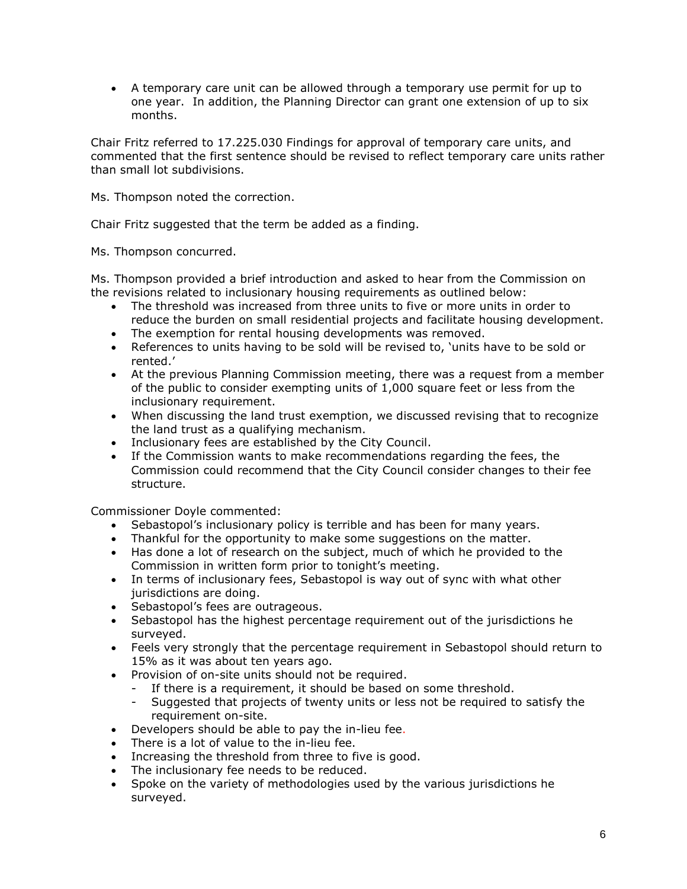- A temporary care unit can be allowed through a temporary use permit for up to one year. In addition, the Planning Director can grant one extension of up to six months.

Chair Fritz referred to 17.225.030 Findings for approval of temporary care units, and commented that the first sentence should be revised to reflect temporary care units rather than small lot subdivisions.

Ms. Thompson noted the correction.

Chair Fritz suggested that the term be added as a finding.

Ms. Thompson concurred.

Ms. Thompson provided a brief introduction and asked to hear from the Commission on the revisions related to inclusionary housing requirements as outlined below:

- The threshold was increased from three units to five or more units in order to reduce the burden on small residential projects and facilitate housing development.
- The exemption for rental housing developments was removed.
- References to units having to be sold will be revised to, 'units have to be sold or rented.'
- At the previous Planning Commission meeting, there was a request from a member of the public to consider exempting units of 1,000 square feet or less from the inclusionary requirement.
- When discussing the land trust exemption, we discussed revising that to recognize the land trust as a qualifying mechanism.
- Inclusionary fees are established by the City Council.
- If the Commission wants to make recommendations regarding the fees, the Commission could recommend that the City Council consider changes to their fee structure.

Commissioner Doyle commented:

- Sebastopol's inclusionary policy is terrible and has been for many years.
- Thankful for the opportunity to make some suggestions on the matter.
- Has done a lot of research on the subject, much of which he provided to the Commission in written form prior to tonight's meeting.
- In terms of inclusionary fees, Sebastopol is way out of sync with what other jurisdictions are doing.
- Sebastopol's fees are outrageous.
- Sebastopol has the highest percentage requirement out of the jurisdictions he surveyed.
- Feels very strongly that the percentage requirement in Sebastopol should return to 15% as it was about ten years ago.
- Provision of on-site units should not be required.
  - If there is a requirement, it should be based on some threshold.
  - Suggested that projects of twenty units or less not be required to satisfy the requirement on-site.
- Developers should be able to pay the in-lieu fee.
- There is a lot of value to the in-lieu fee.
- Increasing the threshold from three to five is good.
- The inclusionary fee needs to be reduced.
- Spoke on the variety of methodologies used by the various jurisdictions he surveyed.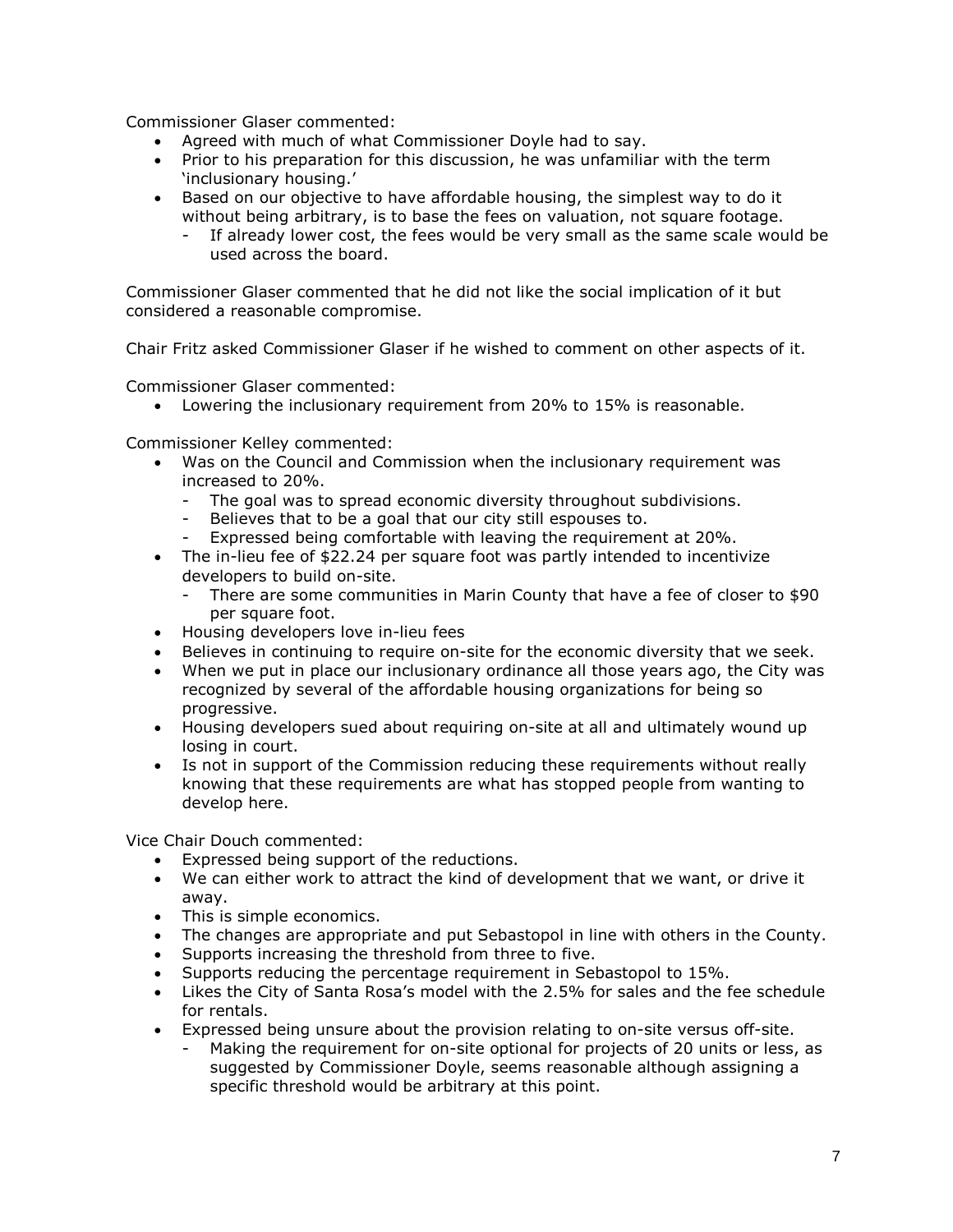Commissioner Glaser commented:

- Agreed with much of what Commissioner Doyle had to say.
- Prior to his preparation for this discussion, he was unfamiliar with the term 'inclusionary housing.'
- Based on our objective to have affordable housing, the simplest way to do it without being arbitrary, is to base the fees on valuation, not square footage.
  - If already lower cost, the fees would be very small as the same scale would be used across the board.

Commissioner Glaser commented that he did not like the social implication of it but considered a reasonable compromise.

Chair Fritz asked Commissioner Glaser if he wished to comment on other aspects of it.

Commissioner Glaser commented:

- Lowering the inclusionary requirement from 20% to 15% is reasonable.

Commissioner Kelley commented:

- Was on the Council and Commission when the inclusionary requirement was increased to 20%.
  - The goal was to spread economic diversity throughout subdivisions.
  - Believes that to be a goal that our city still espouses to.
  - Expressed being comfortable with leaving the requirement at 20%.
- The in-lieu fee of $22.24 per square foot was partly intended to incentivize developers to build on-site.
  - There are some communities in Marin County that have a fee of closer to $90 per square foot.
- Housing developers love in-lieu fees
- Believes in continuing to require on-site for the economic diversity that we seek.
- When we put in place our inclusionary ordinance all those years ago, the City was recognized by several of the affordable housing organizations for being so progressive.
- Housing developers sued about requiring on-site at all and ultimately wound up losing in court.
- Is not in support of the Commission reducing these requirements without really knowing that these requirements are what has stopped people from wanting to develop here.

Vice Chair Douch commented:

- Expressed being support of the reductions.
- We can either work to attract the kind of development that we want, or drive it away.
- This is simple economics.
- The changes are appropriate and put Sebastopol in line with others in the County.
- Supports increasing the threshold from three to five.
- Supports reducing the percentage requirement in Sebastopol to 15%.
- Likes the City of Santa Rosa's model with the 2.5% for sales and the fee schedule for rentals.
- Expressed being unsure about the provision relating to on-site versus off-site.
  - Making the requirement for on-site optional for projects of 20 units or less, as suggested by Commissioner Doyle, seems reasonable although assigning a specific threshold would be arbitrary at this point.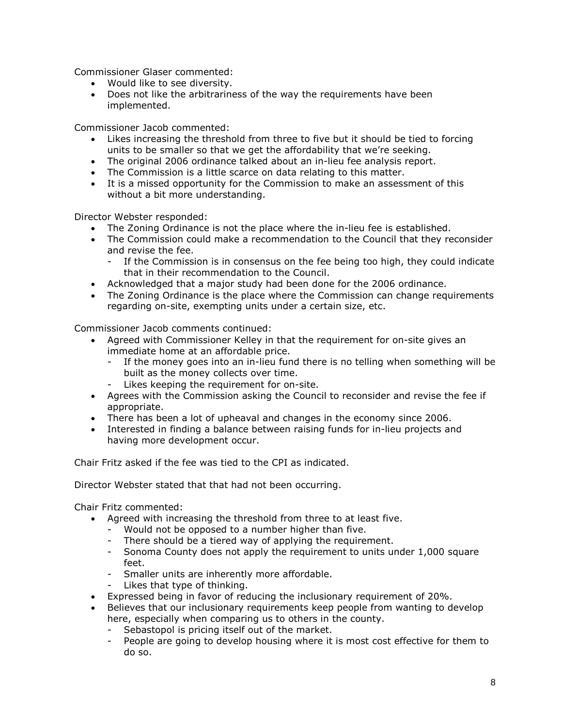Commissioner Glaser commented:

- Would like to see diversity.
- Does not like the arbitrariness of the way the requirements have been implemented.

Commissioner Jacob commented:

- Likes increasing the threshold from three to five but it should be tied to forcing units to be smaller so that we get the affordability that we're seeking.
- The original 2006 ordinance talked about an in-lieu fee analysis report.
- The Commission is a little scarce on data relating to this matter.
- It is a missed opportunity for the Commission to make an assessment of this without a bit more understanding.

Director Webster responded:

- The Zoning Ordinance is not the place where the in-lieu fee is established.
- The Commission could make a recommendation to the Council that they reconsider and revise the fee.
  - If the Commission is in consensus on the fee being too high, they could indicate that in their recommendation to the Council.
- Acknowledged that a major study had been done for the 2006 ordinance.
- The Zoning Ordinance is the place where the Commission can change requirements regarding on-site, exempting units under a certain size, etc.

Commissioner Jacob comments continued:

- Agreed with Commissioner Kelley in that the requirement for on-site gives an immediate home at an affordable price.
  - If the money goes into an in-lieu fund there is no telling when something will be built as the money collects over time.
  - Likes keeping the requirement for on-site.
- Agrees with the Commission asking the Council to reconsider and revise the fee if appropriate.
- There has been a lot of upheaval and changes in the economy since 2006.
- Interested in finding a balance between raising funds for in-lieu projects and having more development occur.

Chair Fritz asked if the fee was tied to the CPI as indicated.

Director Webster stated that that had not been occurring.

Chair Fritz commented:

- Agreed with increasing the threshold from three to at least five.
  - Would not be opposed to a number higher than five.
  - There should be a tiered way of applying the requirement.
  - Sonoma County does not apply the requirement to units under 1,000 square feet.
  - Smaller units are inherently more affordable.
  - Likes that type of thinking.
- Expressed being in favor of reducing the inclusionary requirement of 20%.
- Believes that our inclusionary requirements keep people from wanting to develop here, especially when comparing us to others in the county.
  - Sebastopol is pricing itself out of the market.
  - People are going to develop housing where it is most cost effective for them to do so.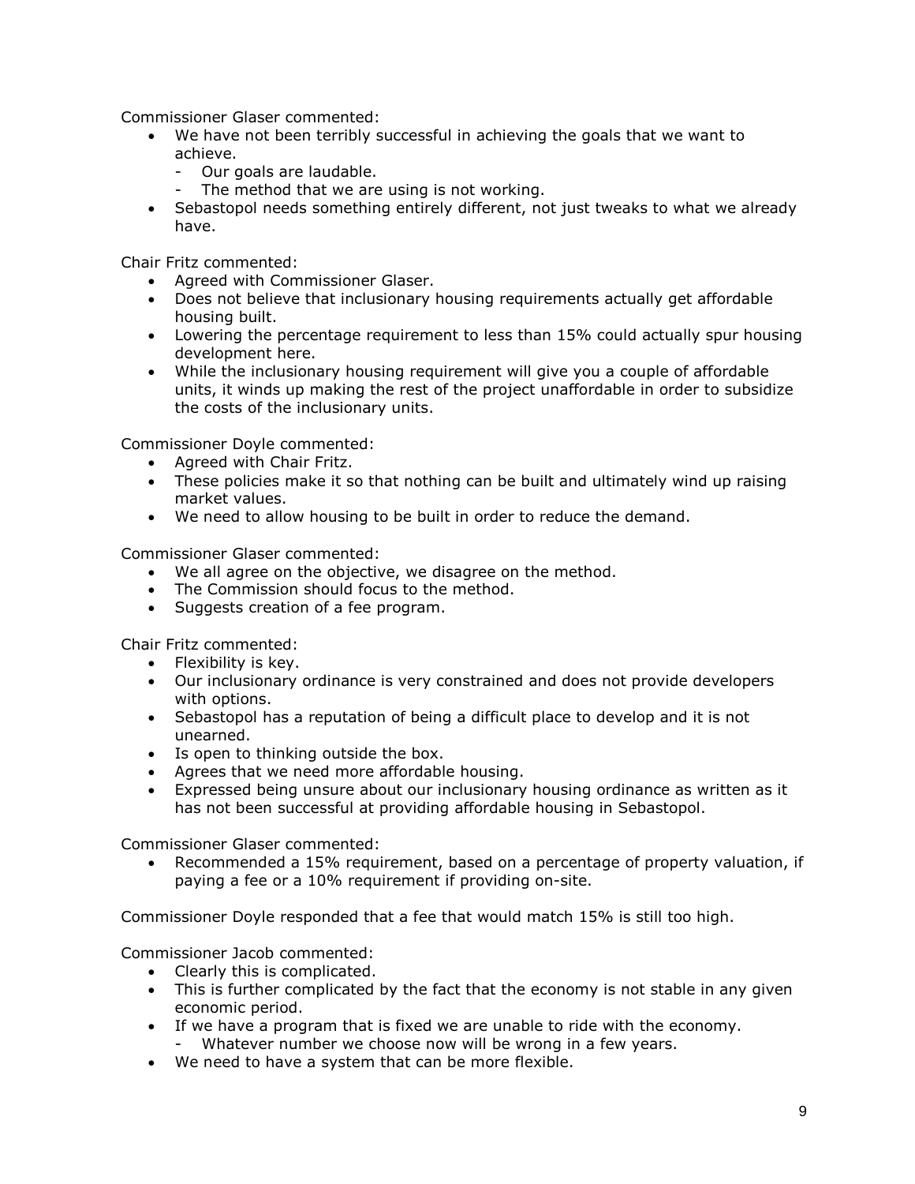Commissioner Glaser commented:

- We have not been terribly successful in achieving the goals that we want to achieve.
  - Our goals are laudable.
  - The method that we are using is not working.
- Sebastopol needs something entirely different, not just tweaks to what we already have.

Chair Fritz commented:

- Agreed with Commissioner Glaser.
- Does not believe that inclusionary housing requirements actually get affordable housing built.
- Lowering the percentage requirement to less than 15% could actually spur housing development here.
- While the inclusionary housing requirement will give you a couple of affordable units, it winds up making the rest of the project unaffordable in order to subsidize the costs of the inclusionary units.

Commissioner Doyle commented:

- Agreed with Chair Fritz.
- These policies make it so that nothing can be built and ultimately wind up raising market values.
- We need to allow housing to be built in order to reduce the demand.

Commissioner Glaser commented:

- We all agree on the objective, we disagree on the method.
- The Commission should focus to the method.
- Suggests creation of a fee program.

Chair Fritz commented:

- Flexibility is key.
- Our inclusionary ordinance is very constrained and does not provide developers with options.
- Sebastopol has a reputation of being a difficult place to develop and it is not unearned.
- Is open to thinking outside the box.
- Agrees that we need more affordable housing.
- Expressed being unsure about our inclusionary housing ordinance as written as it has not been successful at providing affordable housing in Sebastopol.

Commissioner Glaser commented:

- Recommended a 15% requirement, based on a percentage of property valuation, if paying a fee or a 10% requirement if providing on-site.

Commissioner Doyle responded that a fee that would match 15% is still too high.

Commissioner Jacob commented:

- Clearly this is complicated.
- This is further complicated by the fact that the economy is not stable in any given economic period.
- If we have a program that is fixed we are unable to ride with the economy.
  - Whatever number we choose now will be wrong in a few years.
- We need to have a system that can be more flexible.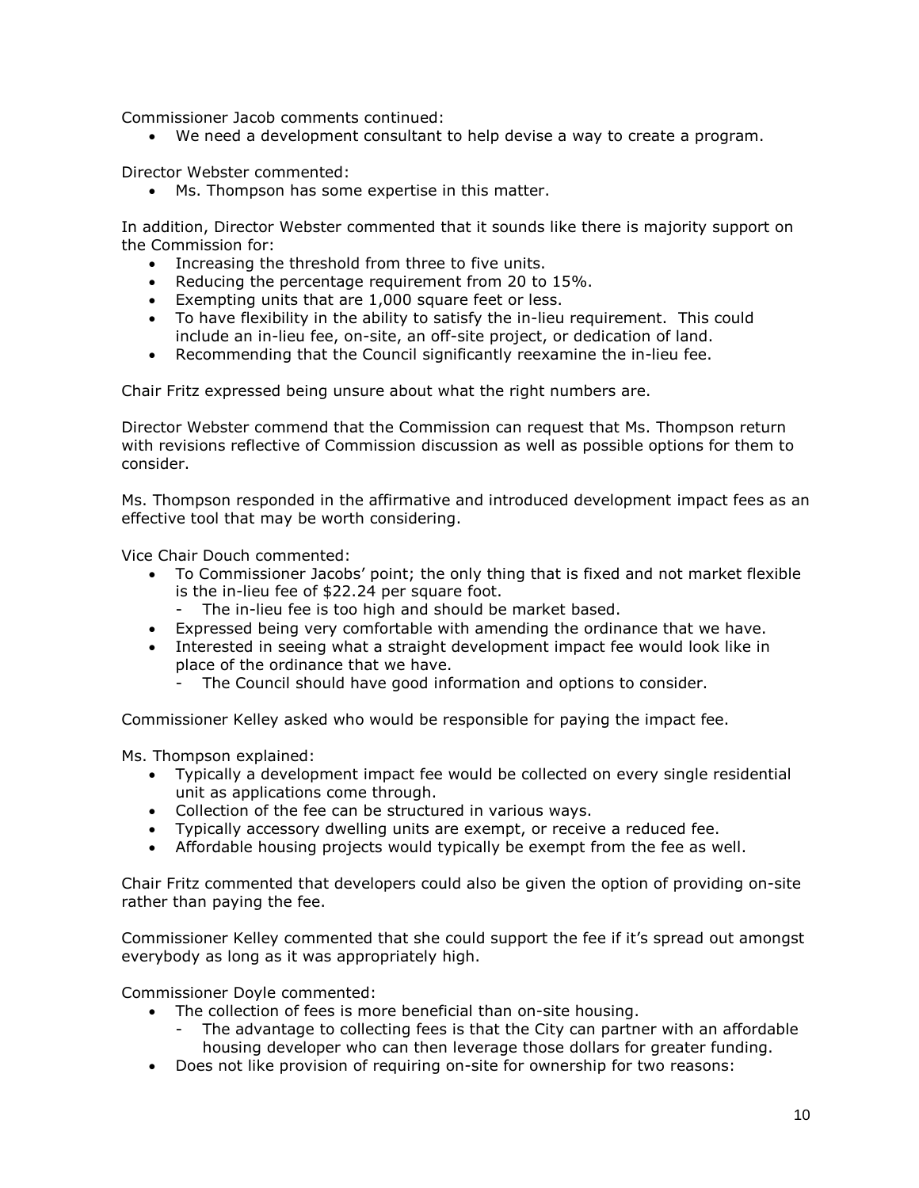Commissioner Jacob comments continued:

- We need a development consultant to help devise a way to create a program.

Director Webster commented:

- Ms. Thompson has some expertise in this matter.

In addition, Director Webster commented that it sounds like there is majority support on the Commission for:

- Increasing the threshold from three to five units.
- Reducing the percentage requirement from 20 to 15%.
- Exempting units that are 1,000 square feet or less.
- To have flexibility in the ability to satisfy the in-lieu requirement. This could include an in-lieu fee, on-site, an off-site project, or dedication of land.
- Recommending that the Council significantly reexamine the in-lieu fee.

Chair Fritz expressed being unsure about what the right numbers are.

Director Webster commend that the Commission can request that Ms. Thompson return with revisions reflective of Commission discussion as well as possible options for them to consider.

Ms. Thompson responded in the affirmative and introduced development impact fees as an effective tool that may be worth considering.

Vice Chair Douch commented:

- To Commissioner Jacobs' point; the only thing that is fixed and not market flexible is the in-lieu fee of $22.24 per square foot.
  - The in-lieu fee is too high and should be market based.
- Expressed being very comfortable with amending the ordinance that we have.
- Interested in seeing what a straight development impact fee would look like in place of the ordinance that we have.
  - The Council should have good information and options to consider.

Commissioner Kelley asked who would be responsible for paying the impact fee.

Ms. Thompson explained:

- Typically a development impact fee would be collected on every single residential unit as applications come through.
- Collection of the fee can be structured in various ways.
- Typically accessory dwelling units are exempt, or receive a reduced fee.
- Affordable housing projects would typically be exempt from the fee as well.

Chair Fritz commented that developers could also be given the option of providing on-site rather than paying the fee.

Commissioner Kelley commented that she could support the fee if it's spread out amongst everybody as long as it was appropriately high.

Commissioner Doyle commented:

- The collection of fees is more beneficial than on-site housing.
  - The advantage to collecting fees is that the City can partner with an affordable housing developer who can then leverage those dollars for greater funding.
- Does not like provision of requiring on-site for ownership for two reasons: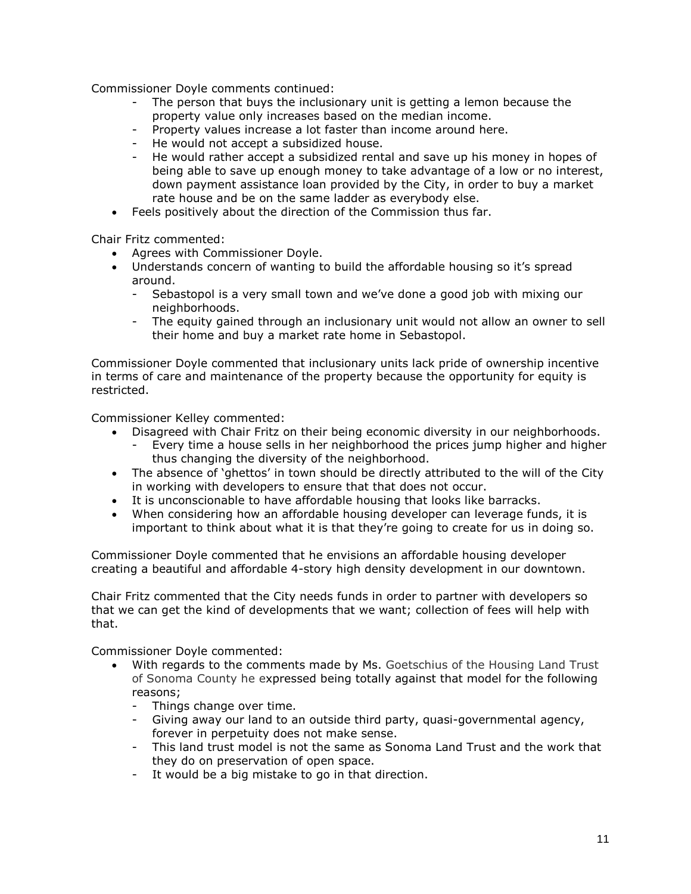Commissioner Doyle comments continued:

- The person that buys the inclusionary unit is getting a lemon because the property value only increases based on the median income.
- Property values increase a lot faster than income around here.
- He would not accept a subsidized house.
- He would rather accept a subsidized rental and save up his money in hopes of being able to save up enough money to take advantage of a low or no interest, down payment assistance loan provided by the City, in order to buy a market rate house and be on the same ladder as everybody else.

- Feels positively about the direction of the Commission thus far.

Chair Fritz commented:

- Agrees with Commissioner Doyle.
- Understands concern of wanting to build the affordable housing so it's spread around.
  - Sebastopol is a very small town and we've done a good job with mixing our neighborhoods.
  - The equity gained through an inclusionary unit would not allow an owner to sell their home and buy a market rate home in Sebastopol.

Commissioner Doyle commented that inclusionary units lack pride of ownership incentive in terms of care and maintenance of the property because the opportunity for equity is restricted.

Commissioner Kelley commented:

- Disagreed with Chair Fritz on their being economic diversity in our neighborhoods.
  - Every time a house sells in her neighborhood the prices jump higher and higher thus changing the diversity of the neighborhood.
- The absence of 'ghettos' in town should be directly attributed to the will of the City in working with developers to ensure that that does not occur.
- It is unconscionable to have affordable housing that looks like barracks.
- When considering how an affordable housing developer can leverage funds, it is important to think about what it is that they're going to create for us in doing so.

Commissioner Doyle commented that he envisions an affordable housing developer creating a beautiful and affordable 4-story high density development in our downtown.

Chair Fritz commented that the City needs funds in order to partner with developers so that we can get the kind of developments that we want; collection of fees will help with that.

Commissioner Doyle commented:

- With regards to the comments made by Ms. Goetschius of the Housing Land Trust of Sonoma County he expressed being totally against that model for the following reasons;
  - Things change over time.
  - Giving away our land to an outside third party, quasi-governmental agency, forever in perpetuity does not make sense.
  - This land trust model is not the same as Sonoma Land Trust and the work that they do on preservation of open space.
  - It would be a big mistake to go in that direction.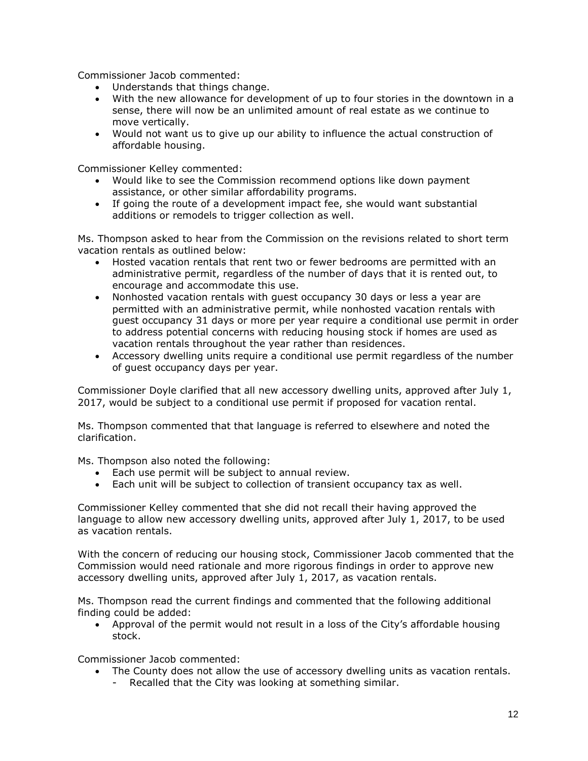Commissioner Jacob commented:

- Understands that things change.
- With the new allowance for development of up to four stories in the downtown in a sense, there will now be an unlimited amount of real estate as we continue to move vertically.
- Would not want us to give up our ability to influence the actual construction of affordable housing.

Commissioner Kelley commented:

- Would like to see the Commission recommend options like down payment assistance, or other similar affordability programs.
- If going the route of a development impact fee, she would want substantial additions or remodels to trigger collection as well.

Ms. Thompson asked to hear from the Commission on the revisions related to short term vacation rentals as outlined below:

- Hosted vacation rentals that rent two or fewer bedrooms are permitted with an administrative permit, regardless of the number of days that it is rented out, to encourage and accommodate this use.
- Nonhosted vacation rentals with guest occupancy 30 days or less a year are permitted with an administrative permit, while nonhosted vacation rentals with guest occupancy 31 days or more per year require a conditional use permit in order to address potential concerns with reducing housing stock if homes are used as vacation rentals throughout the year rather than residences.
- Accessory dwelling units require a conditional use permit regardless of the number of guest occupancy days per year.

Commissioner Doyle clarified that all new accessory dwelling units, approved after July 1, 2017, would be subject to a conditional use permit if proposed for vacation rental.

Ms. Thompson commented that that language is referred to elsewhere and noted the clarification.

Ms. Thompson also noted the following:

- Each use permit will be subject to annual review.
- Each unit will be subject to collection of transient occupancy tax as well.

Commissioner Kelley commented that she did not recall their having approved the language to allow new accessory dwelling units, approved after July 1, 2017, to be used as vacation rentals.

With the concern of reducing our housing stock, Commissioner Jacob commented that the Commission would need rationale and more rigorous findings in order to approve new accessory dwelling units, approved after July 1, 2017, as vacation rentals.

Ms. Thompson read the current findings and commented that the following additional finding could be added:

- Approval of the permit would not result in a loss of the City's affordable housing stock.

Commissioner Jacob commented:

- The County does not allow the use of accessory dwelling units as vacation rentals.
  - Recalled that the City was looking at something similar.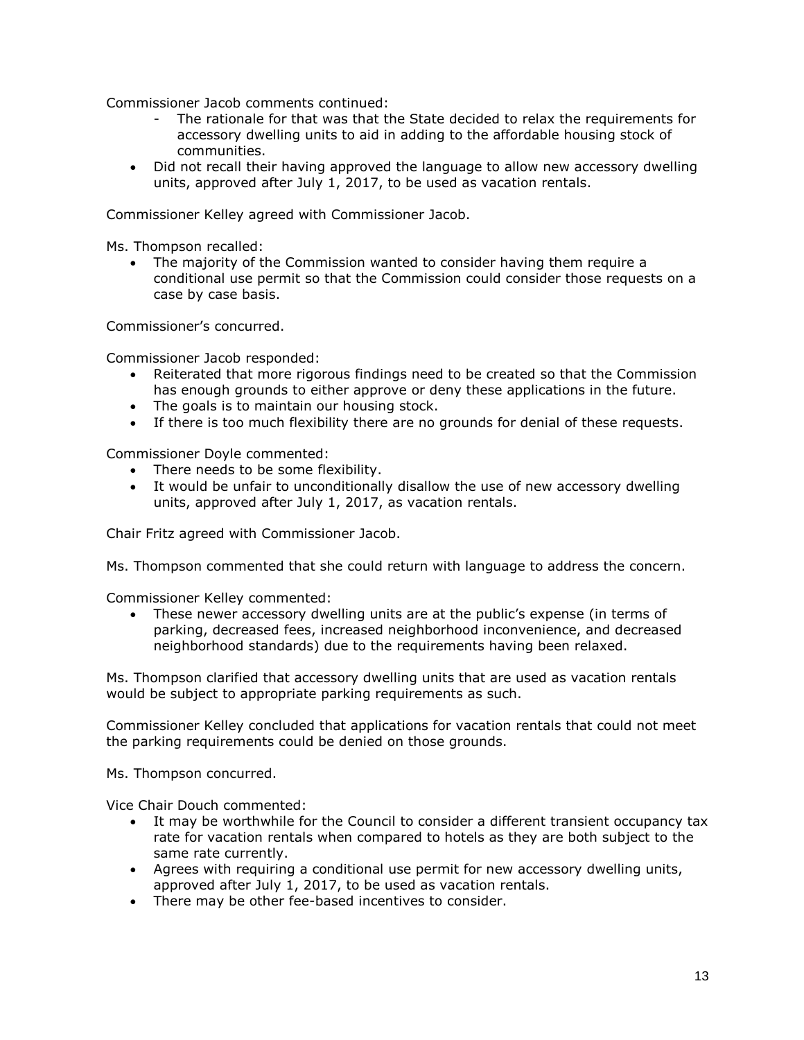Commissioner Jacob comments continued:

- The rationale for that was that the State decided to relax the requirements for accessory dwelling units to aid in adding to the affordable housing stock of communities.

- Did not recall their having approved the language to allow new accessory dwelling units, approved after July 1, 2017, to be used as vacation rentals.

Commissioner Kelley agreed with Commissioner Jacob.

Ms. Thompson recalled:

- The majority of the Commission wanted to consider having them require a conditional use permit so that the Commission could consider those requests on a case by case basis.

Commissioner's concurred.

Commissioner Jacob responded:

- Reiterated that more rigorous findings need to be created so that the Commission has enough grounds to either approve or deny these applications in the future.
- The goals is to maintain our housing stock.
- If there is too much flexibility there are no grounds for denial of these requests.

Commissioner Doyle commented:

- There needs to be some flexibility.
- It would be unfair to unconditionally disallow the use of new accessory dwelling units, approved after July 1, 2017, as vacation rentals.

Chair Fritz agreed with Commissioner Jacob.

Ms. Thompson commented that she could return with language to address the concern.

Commissioner Kelley commented:

- These newer accessory dwelling units are at the public's expense (in terms of parking, decreased fees, increased neighborhood inconvenience, and decreased neighborhood standards) due to the requirements having been relaxed.

Ms. Thompson clarified that accessory dwelling units that are used as vacation rentals would be subject to appropriate parking requirements as such.

Commissioner Kelley concluded that applications for vacation rentals that could not meet the parking requirements could be denied on those grounds.

Ms. Thompson concurred.

Vice Chair Douch commented:

- It may be worthwhile for the Council to consider a different transient occupancy tax rate for vacation rentals when compared to hotels as they are both subject to the same rate currently.
- Agrees with requiring a conditional use permit for new accessory dwelling units, approved after July 1, 2017, to be used as vacation rentals.
- There may be other fee-based incentives to consider.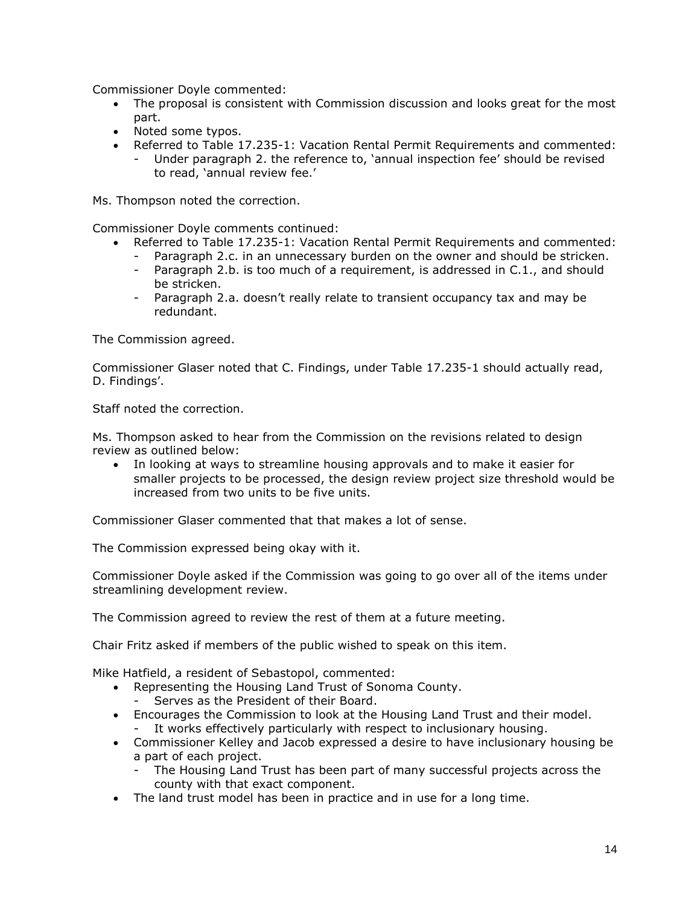Commissioner Doyle commented:

- The proposal is consistent with Commission discussion and looks great for the most part.
- Noted some typos.
- Referred to Table 17.235-1: Vacation Rental Permit Requirements and commented:
  - Under paragraph 2. the reference to, 'annual inspection fee' should be revised to read, 'annual review fee.'

Ms. Thompson noted the correction.

Commissioner Doyle comments continued:

- Referred to Table 17.235-1: Vacation Rental Permit Requirements and commented:
  - Paragraph 2.c. in an unnecessary burden on the owner and should be stricken.
  - Paragraph 2.b. is too much of a requirement, is addressed in C.1., and should be stricken.
  - Paragraph 2.a. doesn't really relate to transient occupancy tax and may be redundant.

The Commission agreed.

Commissioner Glaser noted that C. Findings, under Table 17.235-1 should actually read, D. Findings'.

Staff noted the correction.

Ms. Thompson asked to hear from the Commission on the revisions related to design review as outlined below:

- In looking at ways to streamline housing approvals and to make it easier for smaller projects to be processed, the design review project size threshold would be increased from two units to be five units.

Commissioner Glaser commented that that makes a lot of sense.

The Commission expressed being okay with it.

Commissioner Doyle asked if the Commission was going to go over all of the items under streamlining development review.

The Commission agreed to review the rest of them at a future meeting.

Chair Fritz asked if members of the public wished to speak on this item.

Mike Hatfield, a resident of Sebastopol, commented:

- Representing the Housing Land Trust of Sonoma County.
  - Serves as the President of their Board.
- Encourages the Commission to look at the Housing Land Trust and their model.
  - It works effectively particularly with respect to inclusionary housing.
- Commissioner Kelley and Jacob expressed a desire to have inclusionary housing be a part of each project.
  - The Housing Land Trust has been part of many successful projects across the county with that exact component.
- The land trust model has been in practice and in use for a long time.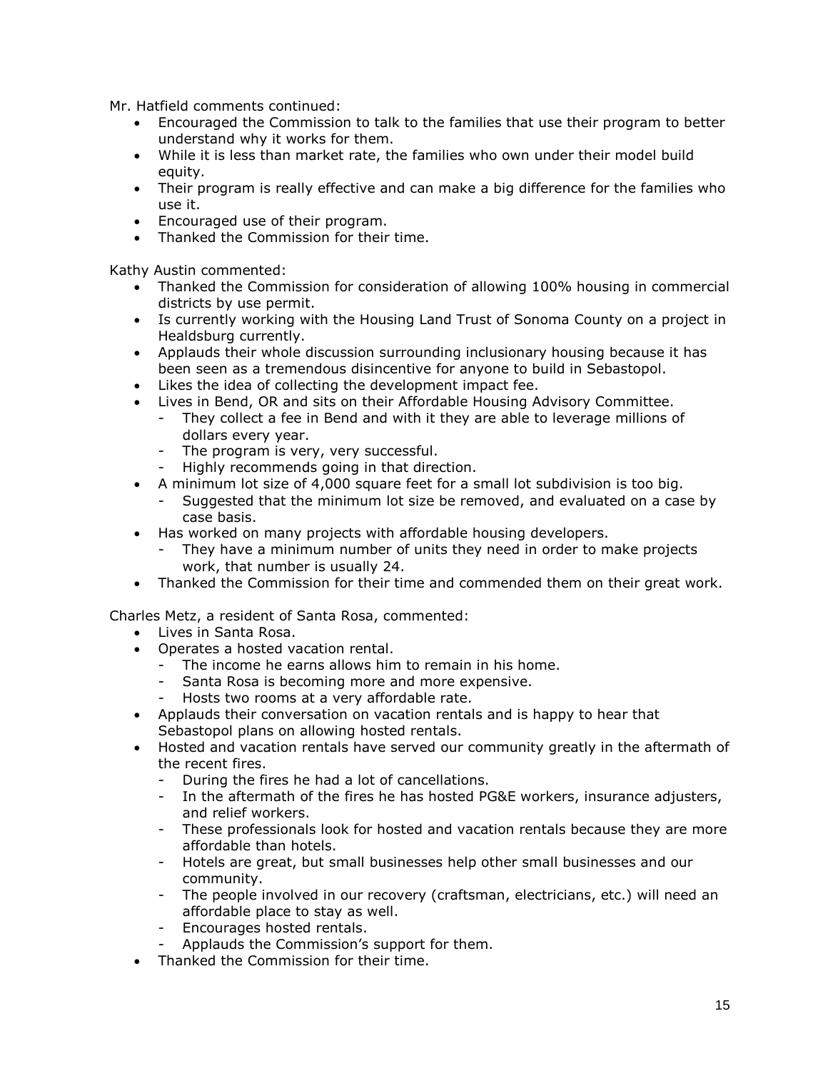Mr. Hatfield comments continued:

- Encouraged the Commission to talk to the families that use their program to better understand why it works for them.
- While it is less than market rate, the families who own under their model build equity.
- Their program is really effective and can make a big difference for the families who use it.
- Encouraged use of their program.
- Thanked the Commission for their time.

Kathy Austin commented:

- Thanked the Commission for consideration of allowing 100% housing in commercial districts by use permit.
- Is currently working with the Housing Land Trust of Sonoma County on a project in Healdsburg currently.
- Applauds their whole discussion surrounding inclusionary housing because it has been seen as a tremendous disincentive for anyone to build in Sebastopol.
- Likes the idea of collecting the development impact fee.
- Lives in Bend, OR and sits on their Affordable Housing Advisory Committee.
  - They collect a fee in Bend and with it they are able to leverage millions of dollars every year.
  - The program is very, very successful.
  - Highly recommends going in that direction.
- A minimum lot size of 4,000 square feet for a small lot subdivision is too big.
  - Suggested that the minimum lot size be removed, and evaluated on a case by case basis.
- Has worked on many projects with affordable housing developers.
  - They have a minimum number of units they need in order to make projects work, that number is usually 24.
- Thanked the Commission for their time and commended them on their great work.

Charles Metz, a resident of Santa Rosa, commented:

- Lives in Santa Rosa.
- Operates a hosted vacation rental.
  - The income he earns allows him to remain in his home.
  - Santa Rosa is becoming more and more expensive.
  - Hosts two rooms at a very affordable rate.
- Applauds their conversation on vacation rentals and is happy to hear that Sebastopol plans on allowing hosted rentals.
- Hosted and vacation rentals have served our community greatly in the aftermath of the recent fires.
  - During the fires he had a lot of cancellations.
  - In the aftermath of the fires he has hosted PG&E workers, insurance adjusters, and relief workers.
  - These professionals look for hosted and vacation rentals because they are more affordable than hotels.
  - Hotels are great, but small businesses help other small businesses and our community.
  - The people involved in our recovery (craftsman, electricians, etc.) will need an affordable place to stay as well.
  - Encourages hosted rentals.
  - Applauds the Commission's support for them.
- Thanked the Commission for their time.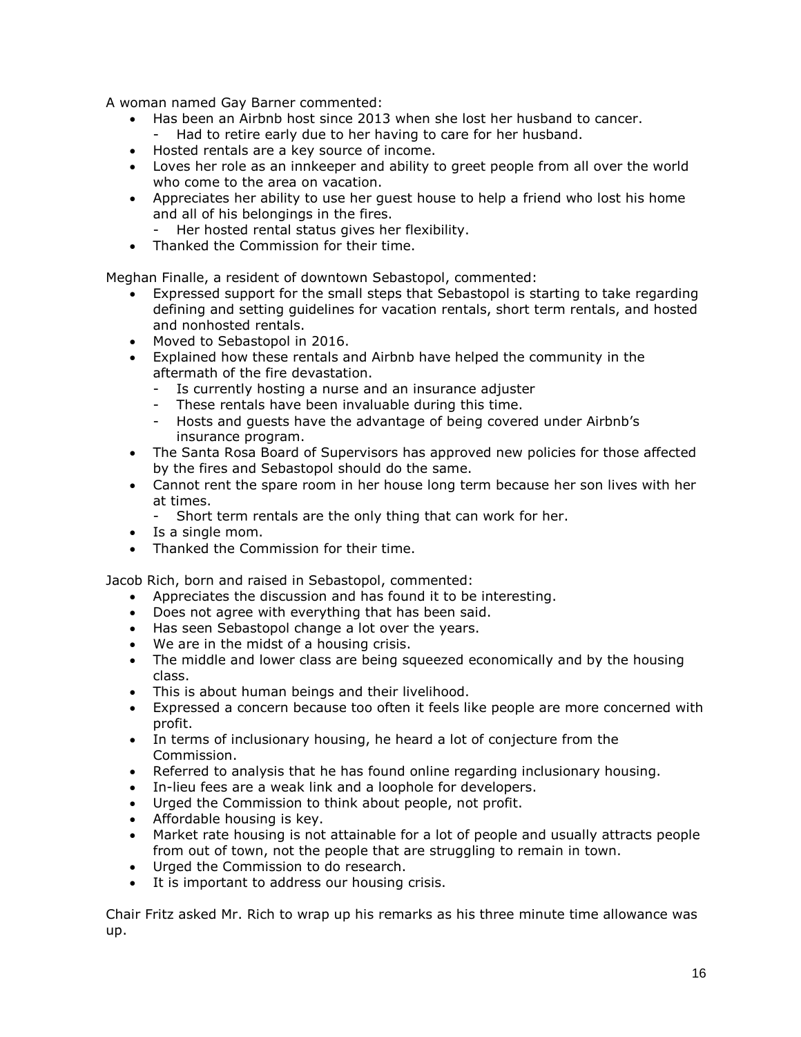A woman named Gay Barner commented:

- Has been an Airbnb host since 2013 when she lost her husband to cancer.
  - Had to retire early due to her having to care for her husband.
- Hosted rentals are a key source of income.
- Loves her role as an innkeeper and ability to greet people from all over the world who come to the area on vacation.
- Appreciates her ability to use her guest house to help a friend who lost his home and all of his belongings in the fires.
  - Her hosted rental status gives her flexibility.
- Thanked the Commission for their time.

Meghan Finalle, a resident of downtown Sebastopol, commented:

- Expressed support for the small steps that Sebastopol is starting to take regarding defining and setting guidelines for vacation rentals, short term rentals, and hosted and nonhosted rentals.
- Moved to Sebastopol in 2016.
- Explained how these rentals and Airbnb have helped the community in the aftermath of the fire devastation.
  - Is currently hosting a nurse and an insurance adjuster
  - These rentals have been invaluable during this time.
  - Hosts and guests have the advantage of being covered under Airbnb's insurance program.
- The Santa Rosa Board of Supervisors has approved new policies for those affected by the fires and Sebastopol should do the same.
- Cannot rent the spare room in her house long term because her son lives with her at times.
  - Short term rentals are the only thing that can work for her.
- Is a single mom.
- Thanked the Commission for their time.

Jacob Rich, born and raised in Sebastopol, commented:

- Appreciates the discussion and has found it to be interesting.
- Does not agree with everything that has been said.
- Has seen Sebastopol change a lot over the years.
- We are in the midst of a housing crisis.
- The middle and lower class are being squeezed economically and by the housing class.
- This is about human beings and their livelihood.
- Expressed a concern because too often it feels like people are more concerned with profit.
- In terms of inclusionary housing, he heard a lot of conjecture from the Commission.
- Referred to analysis that he has found online regarding inclusionary housing.
- In-lieu fees are a weak link and a loophole for developers.
- Urged the Commission to think about people, not profit.
- Affordable housing is key.
- Market rate housing is not attainable for a lot of people and usually attracts people from out of town, not the people that are struggling to remain in town.
- Urged the Commission to do research.
- It is important to address our housing crisis.

Chair Fritz asked Mr. Rich to wrap up his remarks as his three minute time allowance was up.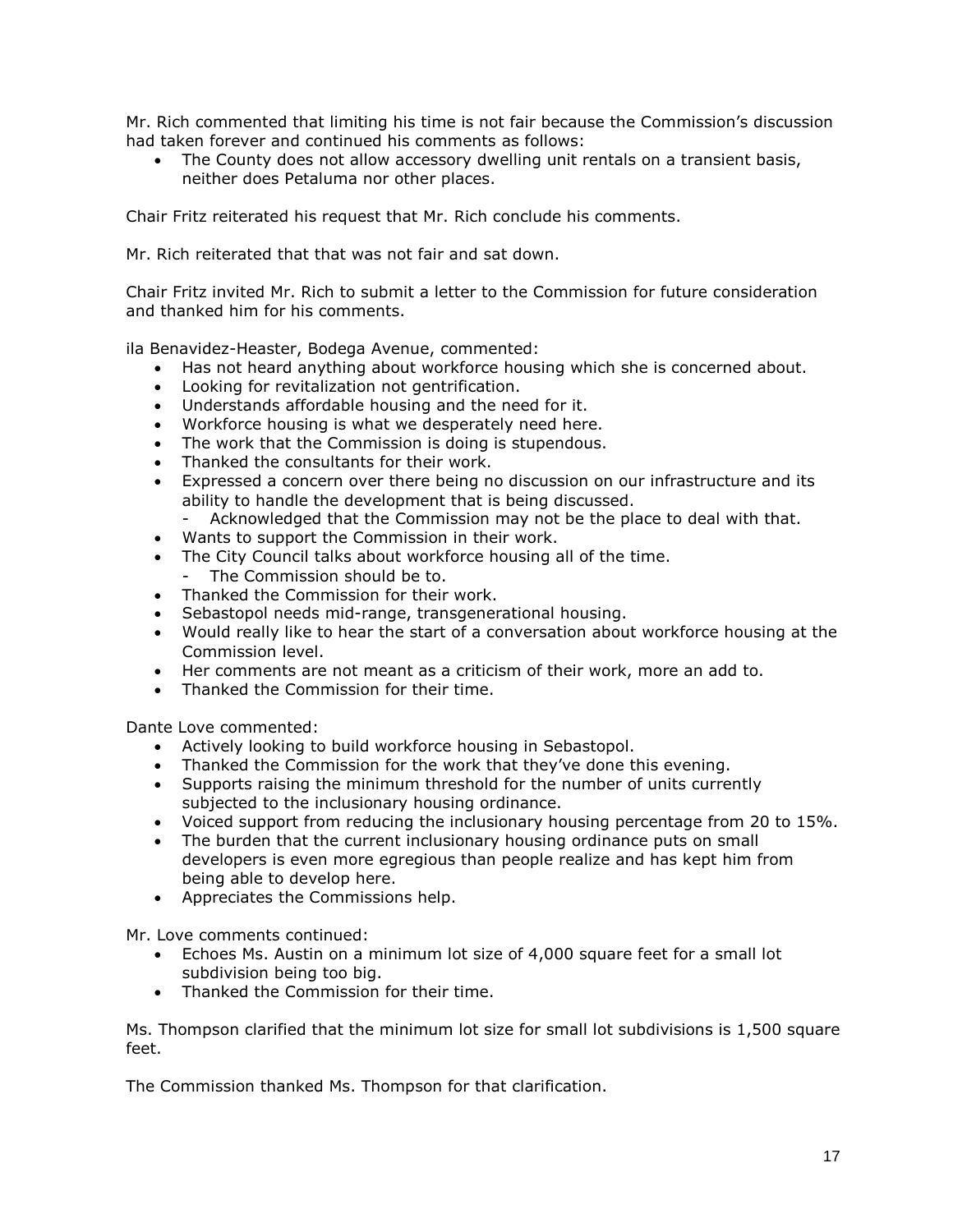Mr. Rich commented that limiting his time is not fair because the Commission's discussion had taken forever and continued his comments as follows:

- The County does not allow accessory dwelling unit rentals on a transient basis, neither does Petaluma nor other places.

Chair Fritz reiterated his request that Mr. Rich conclude his comments.

Mr. Rich reiterated that that was not fair and sat down.

Chair Fritz invited Mr. Rich to submit a letter to the Commission for future consideration and thanked him for his comments.

ila Benavidez-Heaster, Bodega Avenue, commented:

- Has not heard anything about workforce housing which she is concerned about.
- Looking for revitalization not gentrification.
- Understands affordable housing and the need for it.
- Workforce housing is what we desperately need here.
- The work that the Commission is doing is stupendous.
- Thanked the consultants for their work.
- Expressed a concern over there being no discussion on our infrastructure and its ability to handle the development that is being discussed.
    - Acknowledged that the Commission may not be the place to deal with that.
- Wants to support the Commission in their work.
- The City Council talks about workforce housing all of the time.
    - The Commission should be to.
- Thanked the Commission for their work.
- Sebastopol needs mid-range, transgenerational housing.
- Would really like to hear the start of a conversation about workforce housing at the Commission level.
- Her comments are not meant as a criticism of their work, more an add to.
- Thanked the Commission for their time.

Dante Love commented:

- Actively looking to build workforce housing in Sebastopol.
- Thanked the Commission for the work that they've done this evening.
- Supports raising the minimum threshold for the number of units currently subjected to the inclusionary housing ordinance.
- Voiced support from reducing the inclusionary housing percentage from 20 to 15%.
- The burden that the current inclusionary housing ordinance puts on small developers is even more egregious than people realize and has kept him from being able to develop here.
- Appreciates the Commissions help.

Mr. Love comments continued:

- Echoes Ms. Austin on a minimum lot size of 4,000 square feet for a small lot subdivision being too big.
- Thanked the Commission for their time.

Ms. Thompson clarified that the minimum lot size for small lot subdivisions is 1,500 square feet.

The Commission thanked Ms. Thompson for that clarification.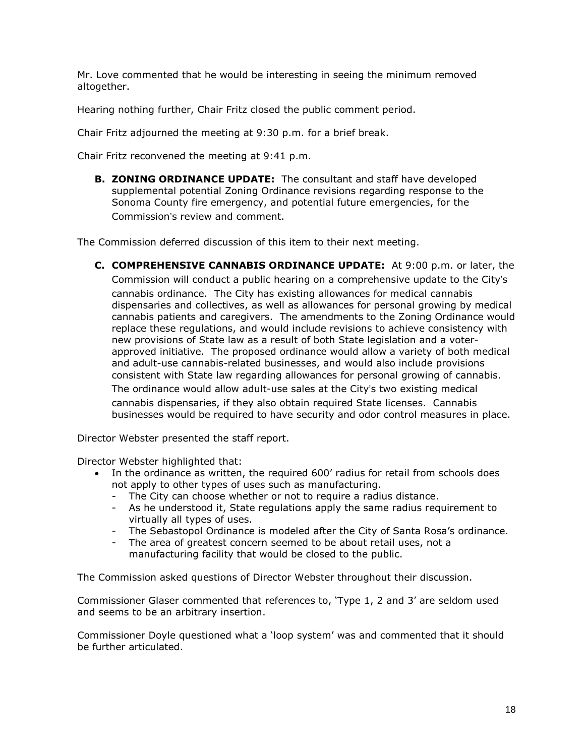Mr. Love commented that he would be interesting in seeing the minimum removed altogether.

Hearing nothing further, Chair Fritz closed the public comment period.

Chair Fritz adjourned the meeting at 9:30 p.m. for a brief break.

Chair Fritz reconvened the meeting at 9:41 p.m.

**B. ZONING ORDINANCE UPDATE:** The consultant and staff have developed supplemental potential Zoning Ordinance revisions regarding response to the Sonoma County fire emergency, and potential future emergencies, for the Commission's review and comment.

The Commission deferred discussion of this item to their next meeting.

**C. COMPREHENSIVE CANNABIS ORDINANCE UPDATE:** At 9:00 p.m. or later, the Commission will conduct a public hearing on a comprehensive update to the City's cannabis ordinance. The City has existing allowances for medical cannabis dispensaries and collectives, as well as allowances for personal growing by medical cannabis patients and caregivers. The amendments to the Zoning Ordinance would replace these regulations, and would include revisions to achieve consistency with new provisions of State law as a result of both State legislation and a voter-approved initiative. The proposed ordinance would allow a variety of both medical and adult-use cannabis-related businesses, and would also include provisions consistent with State law regarding allowances for personal growing of cannabis. The ordinance would allow adult-use sales at the City's two existing medical cannabis dispensaries, if they also obtain required State licenses. Cannabis businesses would be required to have security and odor control measures in place.

Director Webster presented the staff report.

Director Webster highlighted that:

- In the ordinance as written, the required 600' radius for retail from schools does not apply to other types of uses such as manufacturing.
  - The City can choose whether or not to require a radius distance.
  - As he understood it, State regulations apply the same radius requirement to virtually all types of uses.
  - The Sebastopol Ordinance is modeled after the City of Santa Rosa's ordinance.
  - The area of greatest concern seemed to be about retail uses, not a manufacturing facility that would be closed to the public.

The Commission asked questions of Director Webster throughout their discussion.

Commissioner Glaser commented that references to, 'Type 1, 2 and 3' are seldom used and seems to be an arbitrary insertion.

Commissioner Doyle questioned what a 'loop system' was and commented that it should be further articulated.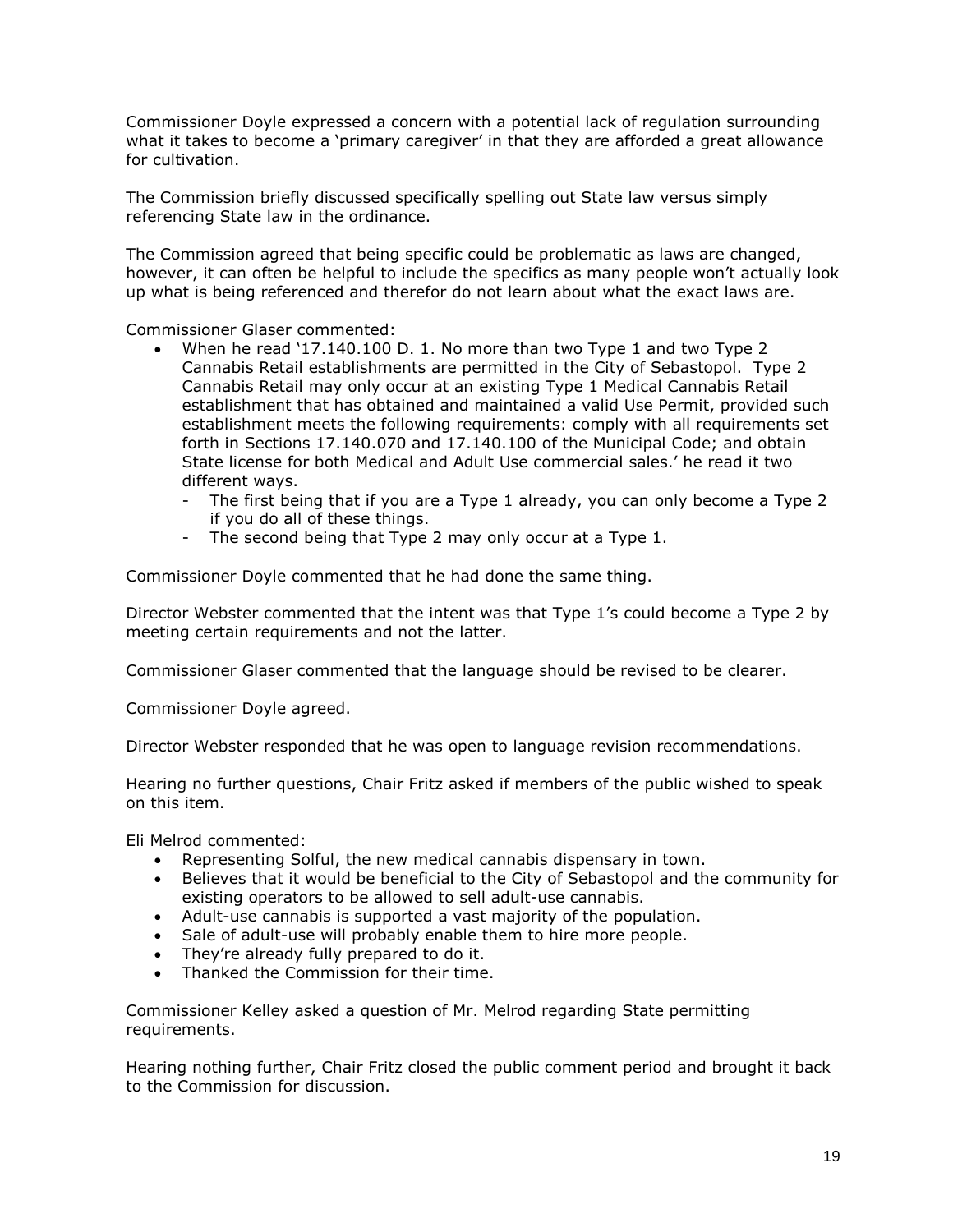Commissioner Doyle expressed a concern with a potential lack of regulation surrounding what it takes to become a 'primary caregiver' in that they are afforded a great allowance for cultivation.

The Commission briefly discussed specifically spelling out State law versus simply referencing State law in the ordinance.

The Commission agreed that being specific could be problematic as laws are changed, however, it can often be helpful to include the specifics as many people won't actually look up what is being referenced and therefor do not learn about what the exact laws are.

Commissioner Glaser commented:

- When he read '17.140.100 D. 1. No more than two Type 1 and two Type 2 Cannabis Retail establishments are permitted in the City of Sebastopol. Type 2 Cannabis Retail may only occur at an existing Type 1 Medical Cannabis Retail establishment that has obtained and maintained a valid Use Permit, provided such establishment meets the following requirements: comply with all requirements set forth in Sections 17.140.070 and 17.140.100 of the Municipal Code; and obtain State license for both Medical and Adult Use commercial sales.' he read it two different ways.
  - The first being that if you are a Type 1 already, you can only become a Type 2 if you do all of these things.
  - The second being that Type 2 may only occur at a Type 1.

Commissioner Doyle commented that he had done the same thing.

Director Webster commented that the intent was that Type 1's could become a Type 2 by meeting certain requirements and not the latter.

Commissioner Glaser commented that the language should be revised to be clearer.

Commissioner Doyle agreed.

Director Webster responded that he was open to language revision recommendations.

Hearing no further questions, Chair Fritz asked if members of the public wished to speak on this item.

Eli Melrod commented:

- Representing Solful, the new medical cannabis dispensary in town.
- Believes that it would be beneficial to the City of Sebastopol and the community for existing operators to be allowed to sell adult-use cannabis.
- Adult-use cannabis is supported a vast majority of the population.
- Sale of adult-use will probably enable them to hire more people.
- They're already fully prepared to do it.
- Thanked the Commission for their time.

Commissioner Kelley asked a question of Mr. Melrod regarding State permitting requirements.

Hearing nothing further, Chair Fritz closed the public comment period and brought it back to the Commission for discussion.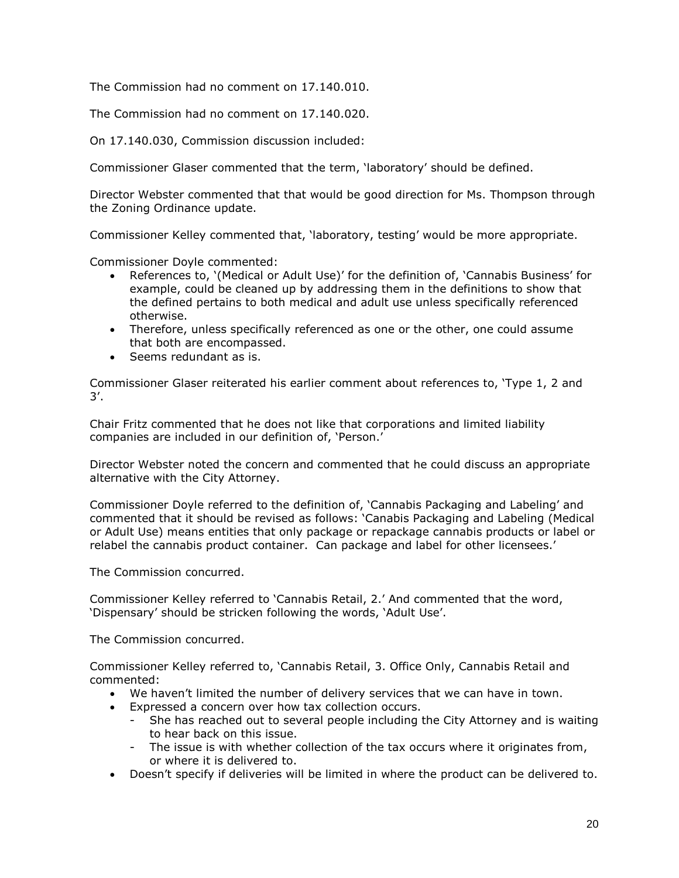The Commission had no comment on 17.140.010.

The Commission had no comment on 17.140.020.

On 17.140.030, Commission discussion included:

Commissioner Glaser commented that the term, 'laboratory' should be defined.

Director Webster commented that that would be good direction for Ms. Thompson through the Zoning Ordinance update.

Commissioner Kelley commented that, 'laboratory, testing' would be more appropriate.

Commissioner Doyle commented:

- References to, '(Medical or Adult Use)' for the definition of, 'Cannabis Business' for example, could be cleaned up by addressing them in the definitions to show that the defined pertains to both medical and adult use unless specifically referenced otherwise.
- Therefore, unless specifically referenced as one or the other, one could assume that both are encompassed.
- Seems redundant as is.

Commissioner Glaser reiterated his earlier comment about references to, 'Type 1, 2 and 3'.

Chair Fritz commented that he does not like that corporations and limited liability companies are included in our definition of, 'Person.'

Director Webster noted the concern and commented that he could discuss an appropriate alternative with the City Attorney.

Commissioner Doyle referred to the definition of, 'Cannabis Packaging and Labeling' and commented that it should be revised as follows: 'Canabis Packaging and Labeling (Medical or Adult Use) means entities that only package or repackage cannabis products or label or relabel the cannabis product container. Can package and label for other licensees.'

The Commission concurred.

Commissioner Kelley referred to 'Cannabis Retail, 2.' And commented that the word, 'Dispensary' should be stricken following the words, 'Adult Use'.

The Commission concurred.

Commissioner Kelley referred to, 'Cannabis Retail, 3. Office Only, Cannabis Retail and commented:

- We haven't limited the number of delivery services that we can have in town.
- Expressed a concern over how tax collection occurs.
  - She has reached out to several people including the City Attorney and is waiting to hear back on this issue.
  - The issue is with whether collection of the tax occurs where it originates from, or where it is delivered to.
- Doesn't specify if deliveries will be limited in where the product can be delivered to.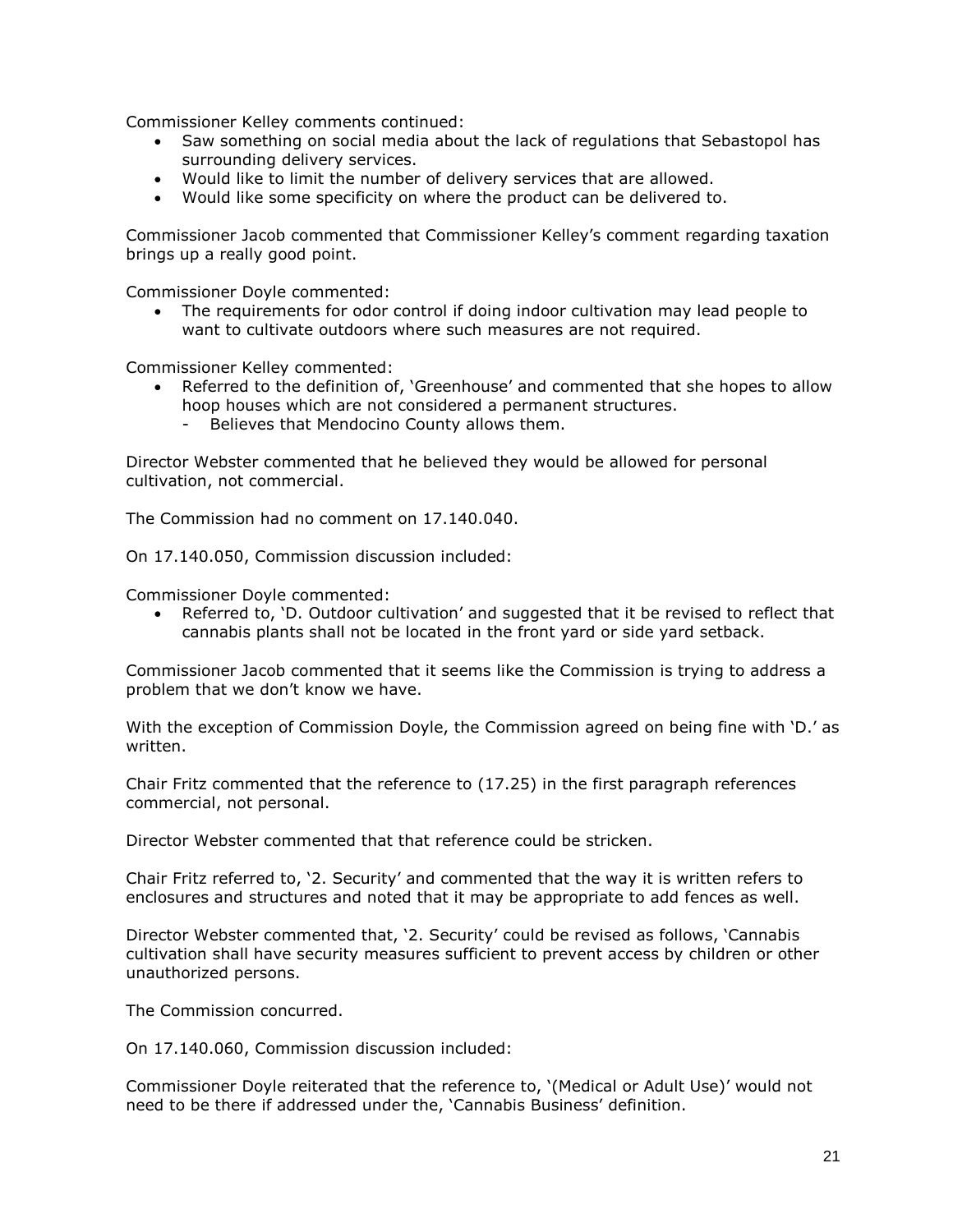Commissioner Kelley comments continued:

- Saw something on social media about the lack of regulations that Sebastopol has surrounding delivery services.
- Would like to limit the number of delivery services that are allowed.
- Would like some specificity on where the product can be delivered to.

Commissioner Jacob commented that Commissioner Kelley's comment regarding taxation brings up a really good point.

Commissioner Doyle commented:

- The requirements for odor control if doing indoor cultivation may lead people to want to cultivate outdoors where such measures are not required.

Commissioner Kelley commented:

- Referred to the definition of, 'Greenhouse' and commented that she hopes to allow hoop houses which are not considered a permanent structures.
  - Believes that Mendocino County allows them.

Director Webster commented that he believed they would be allowed for personal cultivation, not commercial.

The Commission had no comment on 17.140.040.

On 17.140.050, Commission discussion included:

Commissioner Doyle commented:

- Referred to, 'D. Outdoor cultivation' and suggested that it be revised to reflect that cannabis plants shall not be located in the front yard or side yard setback.

Commissioner Jacob commented that it seems like the Commission is trying to address a problem that we don't know we have.

With the exception of Commission Doyle, the Commission agreed on being fine with 'D.' as written.

Chair Fritz commented that the reference to (17.25) in the first paragraph references commercial, not personal.

Director Webster commented that that reference could be stricken.

Chair Fritz referred to, '2. Security' and commented that the way it is written refers to enclosures and structures and noted that it may be appropriate to add fences as well.

Director Webster commented that, '2. Security' could be revised as follows, 'Cannabis cultivation shall have security measures sufficient to prevent access by children or other unauthorized persons.

The Commission concurred.

On 17.140.060, Commission discussion included:

Commissioner Doyle reiterated that the reference to, '(Medical or Adult Use)' would not need to be there if addressed under the, 'Cannabis Business' definition.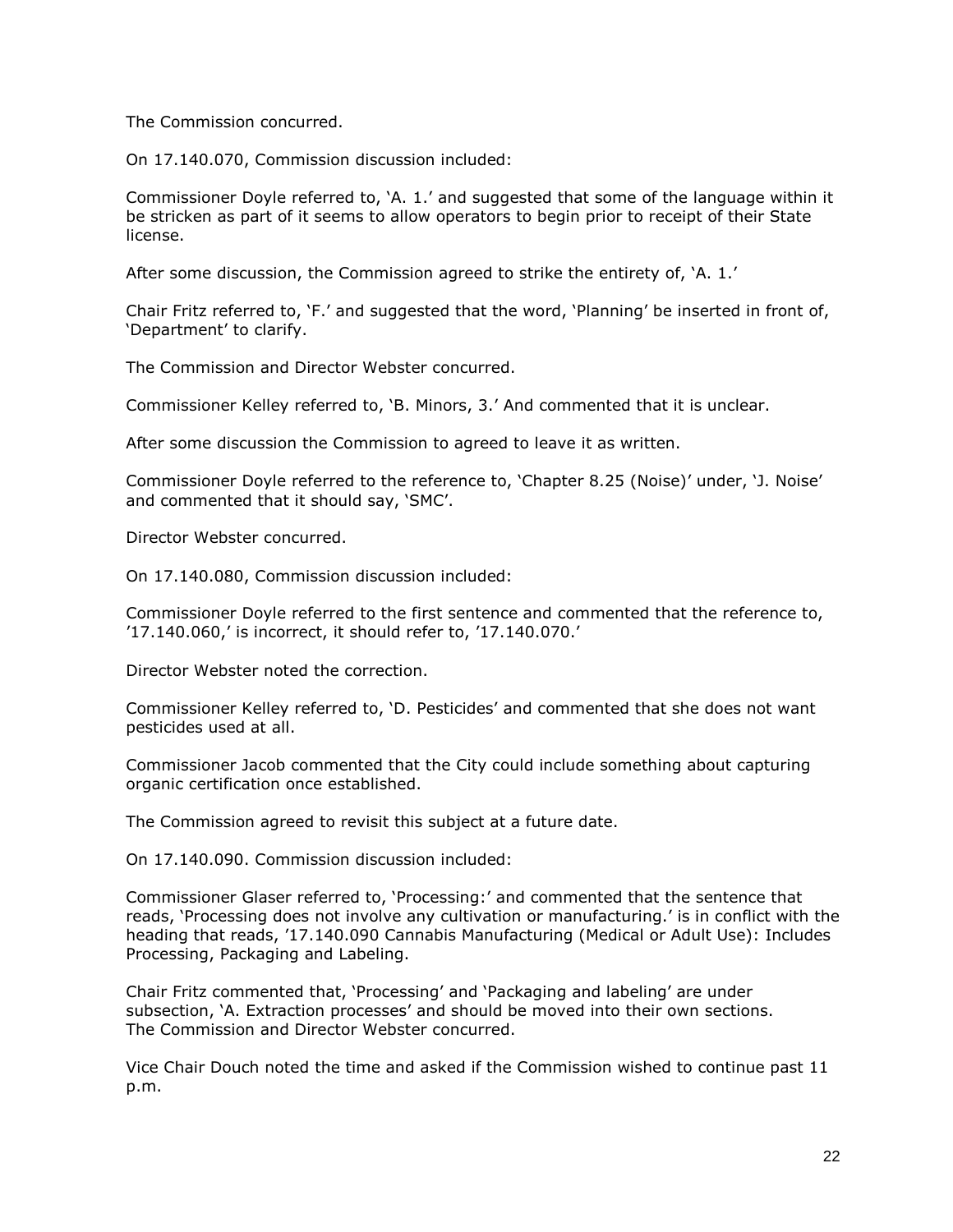The Commission concurred.

On 17.140.070, Commission discussion included:

Commissioner Doyle referred to, 'A. 1.' and suggested that some of the language within it be stricken as part of it seems to allow operators to begin prior to receipt of their State license.

After some discussion, the Commission agreed to strike the entirety of, 'A. 1.'

Chair Fritz referred to, 'F.' and suggested that the word, 'Planning' be inserted in front of, 'Department' to clarify.

The Commission and Director Webster concurred.

Commissioner Kelley referred to, 'B. Minors, 3.' And commented that it is unclear.

After some discussion the Commission to agreed to leave it as written.

Commissioner Doyle referred to the reference to, 'Chapter 8.25 (Noise)' under, 'J. Noise' and commented that it should say, 'SMC'.

Director Webster concurred.

On 17.140.080, Commission discussion included:

Commissioner Doyle referred to the first sentence and commented that the reference to, '17.140.060,' is incorrect, it should refer to, '17.140.070.'

Director Webster noted the correction.

Commissioner Kelley referred to, 'D. Pesticides' and commented that she does not want pesticides used at all.

Commissioner Jacob commented that the City could include something about capturing organic certification once established.

The Commission agreed to revisit this subject at a future date.

On 17.140.090. Commission discussion included:

Commissioner Glaser referred to, 'Processing:' and commented that the sentence that reads, 'Processing does not involve any cultivation or manufacturing.' is in conflict with the heading that reads, '17.140.090 Cannabis Manufacturing (Medical or Adult Use): Includes Processing, Packaging and Labeling.

Chair Fritz commented that, 'Processing' and 'Packaging and labeling' are under subsection, 'A. Extraction processes' and should be moved into their own sections.
The Commission and Director Webster concurred.

Vice Chair Douch noted the time and asked if the Commission wished to continue past 11 p.m.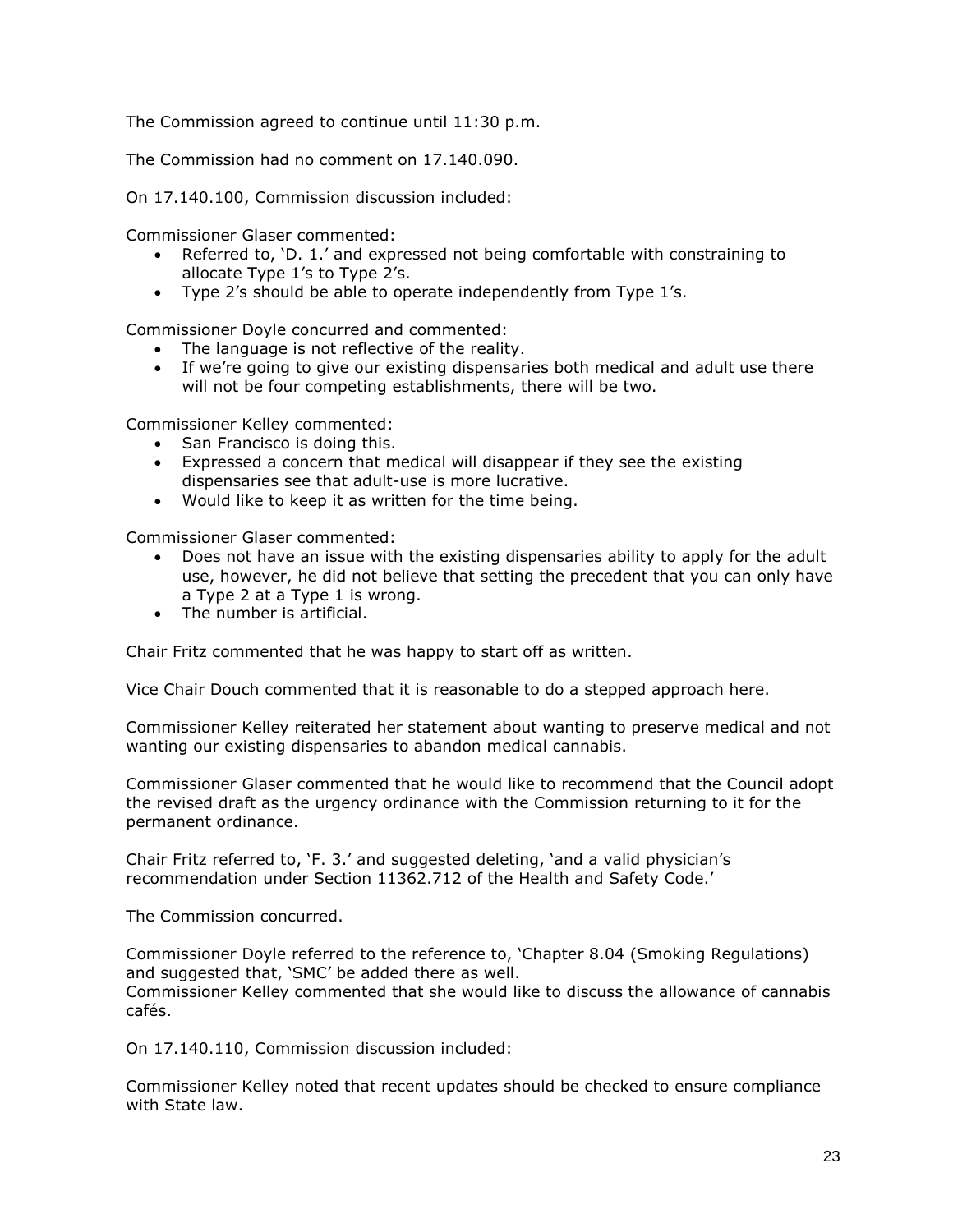The Commission agreed to continue until 11:30 p.m.

The Commission had no comment on 17.140.090.

On 17.140.100, Commission discussion included:

Commissioner Glaser commented:

- Referred to, 'D. 1.' and expressed not being comfortable with constraining to allocate Type 1's to Type 2's.
- Type 2's should be able to operate independently from Type 1's.

Commissioner Doyle concurred and commented:

- The language is not reflective of the reality.
- If we're going to give our existing dispensaries both medical and adult use there will not be four competing establishments, there will be two.

Commissioner Kelley commented:

- San Francisco is doing this.
- Expressed a concern that medical will disappear if they see the existing dispensaries see that adult-use is more lucrative.
- Would like to keep it as written for the time being.

Commissioner Glaser commented:

- Does not have an issue with the existing dispensaries ability to apply for the adult use, however, he did not believe that setting the precedent that you can only have a Type 2 at a Type 1 is wrong.
- The number is artificial.

Chair Fritz commented that he was happy to start off as written.

Vice Chair Douch commented that it is reasonable to do a stepped approach here.

Commissioner Kelley reiterated her statement about wanting to preserve medical and not wanting our existing dispensaries to abandon medical cannabis.

Commissioner Glaser commented that he would like to recommend that the Council adopt the revised draft as the urgency ordinance with the Commission returning to it for the permanent ordinance.

Chair Fritz referred to, 'F. 3.' and suggested deleting, 'and a valid physician's recommendation under Section 11362.712 of the Health and Safety Code.'

The Commission concurred.

Commissioner Doyle referred to the reference to, 'Chapter 8.04 (Smoking Regulations) and suggested that, 'SMC' be added there as well.
Commissioner Kelley commented that she would like to discuss the allowance of cannabis cafés.

On 17.140.110, Commission discussion included:

Commissioner Kelley noted that recent updates should be checked to ensure compliance with State law.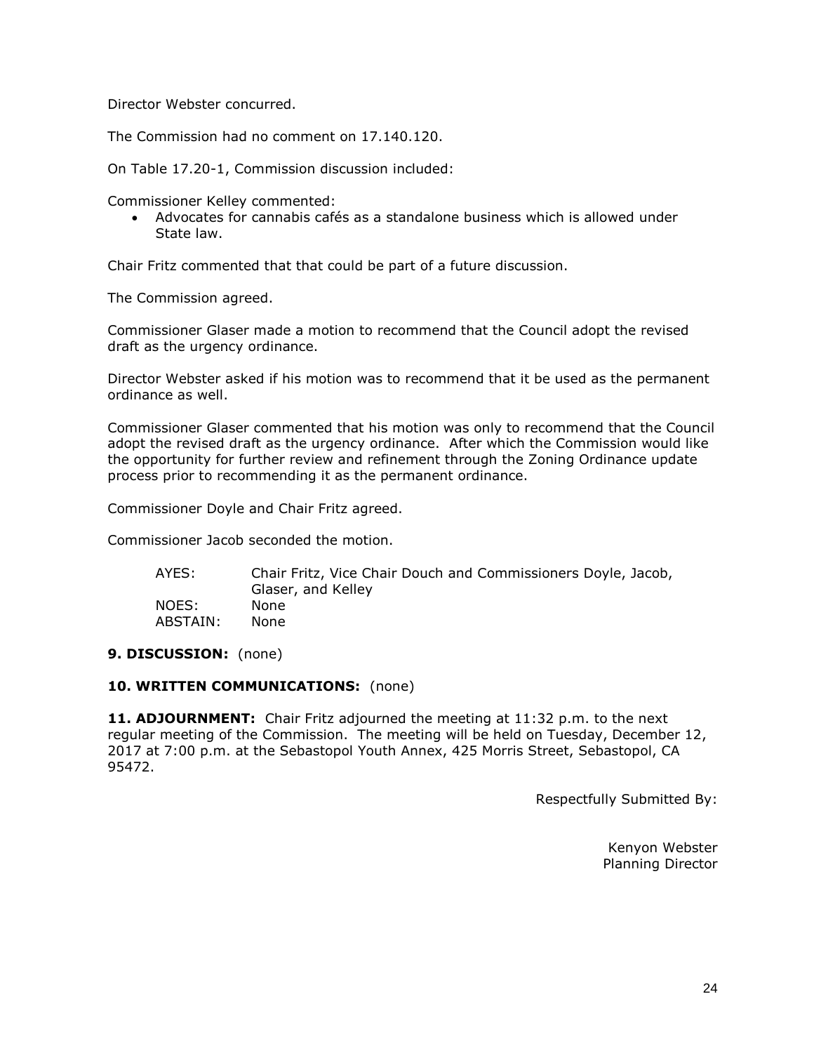Director Webster concurred.

The Commission had no comment on 17.140.120.

On Table 17.20-1, Commission discussion included:

Commissioner Kelley commented:

- Advocates for cannabis cafés as a standalone business which is allowed under State law.

Chair Fritz commented that that could be part of a future discussion.

The Commission agreed.

Commissioner Glaser made a motion to recommend that the Council adopt the revised draft as the urgency ordinance.

Director Webster asked if his motion was to recommend that it be used as the permanent ordinance as well.

Commissioner Glaser commented that his motion was only to recommend that the Council adopt the revised draft as the urgency ordinance. After which the Commission would like the opportunity for further review and refinement through the Zoning Ordinance update process prior to recommending it as the permanent ordinance.

Commissioner Doyle and Chair Fritz agreed.

Commissioner Jacob seconded the motion.

| | |
|---|---|
| AYES: | Chair Fritz, Vice Chair Douch and Commissioners Doyle, Jacob, Glaser, and Kelley |
| NOES: | None |
| ABSTAIN: | None |

**9. DISCUSSION:** (none)

**10. WRITTEN COMMUNICATIONS:** (none)

**11. ADJOURNMENT:** Chair Fritz adjourned the meeting at 11:32 p.m. to the next regular meeting of the Commission. The meeting will be held on Tuesday, December 12, 2017 at 7:00 p.m. at the Sebastopol Youth Annex, 425 Morris Street, Sebastopol, CA 95472.

Respectfully Submitted By:

Kenyon Webster
Planning Director